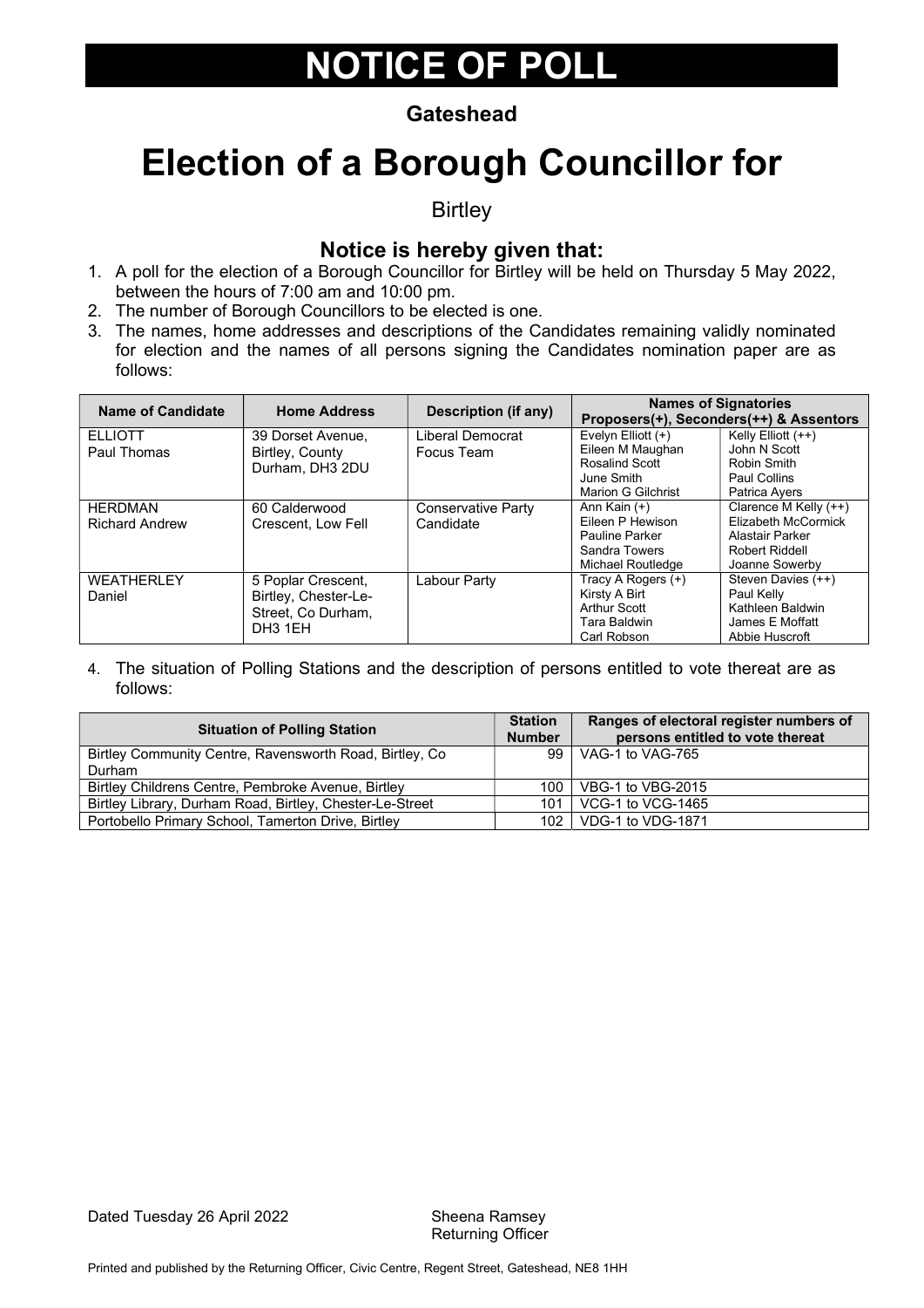# NOTICE OF POLL

**Gateshead**

# Election of a Borough Councillor for

Birtley

## Notice is hereby given that:

1. A poll for the election of a Borough Councillor for Birtley will be held on Thursday 5 May 2022, between the hours of 7:00 am and 10:00 pm.
2. The number of Borough Councillors to be elected is one.
3. The names, home addresses and descriptions of the Candidates remaining validly nominated for election and the names of all persons signing the Candidates nomination paper are as follows:

| Name of Candidate | Home Address | Description (if any) | Names of Signatories Proposers(+), Seconders(++) & Assentors | |
|---|---|---|---|---|
| ELLIOTT Paul Thomas | 39 Dorset Avenue, Birtley, County Durham, DH3 2DU | Liberal Democrat Focus Team | Evelyn Elliott (+)<br>Eileen M Maughan<br>Rosalind Scott<br>June Smith<br>Marion G Gilchrist | Kelly Elliott (++)<br>John N Scott<br>Robin Smith<br>Paul Collins<br>Patrica Ayers |
| HERDMAN Richard Andrew | 60 Calderwood Crescent, Low Fell | Conservative Party Candidate | Ann Kain (+)<br>Eileen P Hewison<br>Pauline Parker<br>Sandra Towers<br>Michael Routledge | Clarence M Kelly (++)<br>Elizabeth McCormick<br>Alastair Parker<br>Robert Riddell<br>Joanne Sowerby |
| WEATHERLEY Daniel | 5 Poplar Crescent, Birtley, Chester-Le-Street, Co Durham, DH3 1EH | Labour Party | Tracy A Rogers (+)<br>Kirsty A Birt<br>Arthur Scott<br>Tara Baldwin<br>Carl Robson | Steven Davies (++)<br>Paul Kelly<br>Kathleen Baldwin<br>James E Moffatt<br>Abbie Huscroft |

4. The situation of Polling Stations and the description of persons entitled to vote thereat are as follows:

| Situation of Polling Station | Station Number | Ranges of electoral register numbers of persons entitled to vote thereat |
|---|---|---|
| Birtley Community Centre, Ravensworth Road, Birtley, Co Durham | 99 | VAG-1 to VAG-765 |
| Birtley Childrens Centre, Pembroke Avenue, Birtley | 100 | VBG-1 to VBG-2015 |
| Birtley Library, Durham Road, Birtley, Chester-Le-Street | 101 | VCG-1 to VCG-1465 |
| Portobello Primary School, Tamerton Drive, Birtley | 102 | VDG-1 to VDG-1871 |

Dated Tuesday 26 April 2022

Sheena Ramsey
Returning Officer

Printed and published by the Returning Officer, Civic Centre, Regent Street, Gateshead, NE8 1HH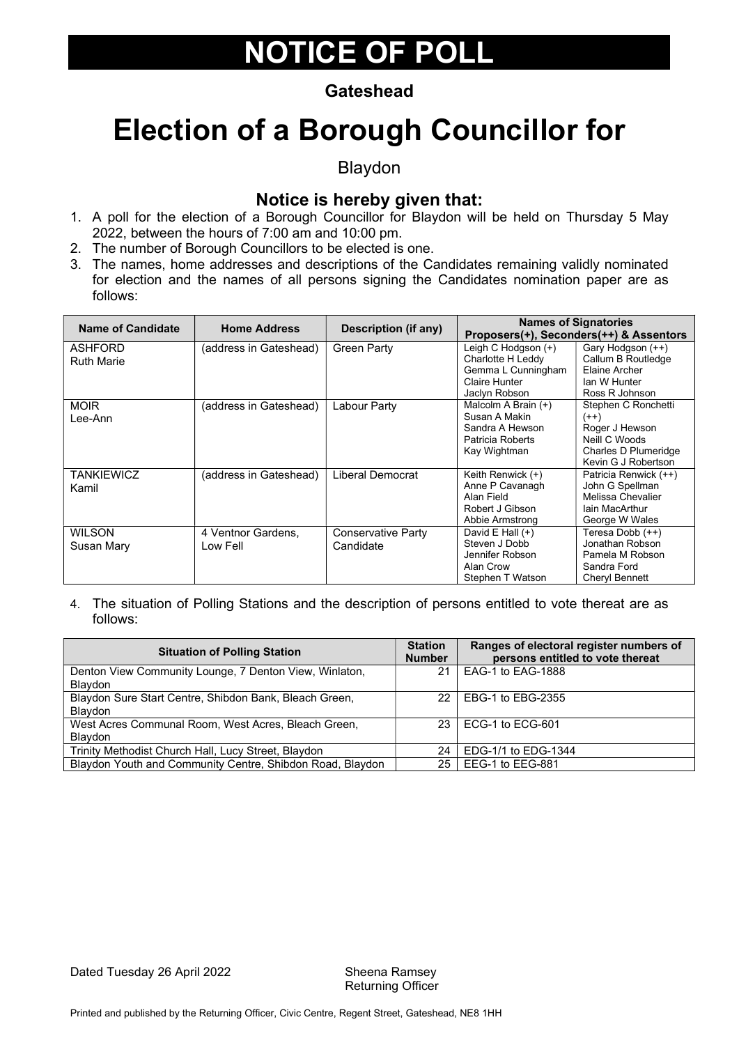# NOTICE OF POLL

**Gateshead**

# Election of a Borough Councillor for

Blaydon

### Notice is hereby given that:

1. A poll for the election of a Borough Councillor for Blaydon will be held on Thursday 5 May 2022, between the hours of 7:00 am and 10:00 pm.
2. The number of Borough Councillors to be elected is one.
3. The names, home addresses and descriptions of the Candidates remaining validly nominated for election and the names of all persons signing the Candidates nomination paper are as follows:

| Name of Candidate | Home Address | Description (if any) | Names of Signatories Proposers(+), Seconders(++) & Assentors | |
|---|---|---|---|---|
| ASHFORD Ruth Marie | (address in Gateshead) | Green Party | Leigh C Hodgson (+) Charlotte H Leddy Gemma L Cunningham Claire Hunter Jaclyn Robson | Gary Hodgson (++) Callum B Routledge Elaine Archer Ian W Hunter Ross R Johnson |
| MOIR Lee-Ann | (address in Gateshead) | Labour Party | Malcolm A Brain (+) Susan A Makin Sandra A Hewson Patricia Roberts Kay Wightman | Stephen C Ronchetti (++) Roger J Hewson Neill C Woods Charles D Plumeridge Kevin G J Robertson |
| TANKIEWICZ Kamil | (address in Gateshead) | Liberal Democrat | Keith Renwick (+) Anne P Cavanagh Alan Field Robert J Gibson Abbie Armstrong | Patricia Renwick (++) John G Spellman Melissa Chevalier Iain MacArthur George W Wales |
| WILSON Susan Mary | 4 Ventnor Gardens, Low Fell | Conservative Party Candidate | David E Hall (+) Steven J Dobb Jennifer Robson Alan Crow Stephen T Watson | Teresa Dobb (++) Jonathan Robson Pamela M Robson Sandra Ford Cheryl Bennett |

4. The situation of Polling Stations and the description of persons entitled to vote thereat are as follows:

| Situation of Polling Station | Station Number | Ranges of electoral register numbers of persons entitled to vote thereat |
|---|---|---|
| Denton View Community Lounge, 7 Denton View, Winlaton, Blaydon | 21 | EAG-1 to EAG-1888 |
| Blaydon Sure Start Centre, Shibdon Bank, Bleach Green, Blaydon | 22 | EBG-1 to EBG-2355 |
| West Acres Communal Room, West Acres, Bleach Green, Blaydon | 23 | ECG-1 to ECG-601 |
| Trinity Methodist Church Hall, Lucy Street, Blaydon | 24 | EDG-1/1 to EDG-1344 |
| Blaydon Youth and Community Centre, Shibdon Road, Blaydon | 25 | EEG-1 to EEG-881 |

Dated Tuesday 26 April 2022

Sheena Ramsey
Returning Officer

Printed and published by the Returning Officer, Civic Centre, Regent Street, Gateshead, NE8 1HH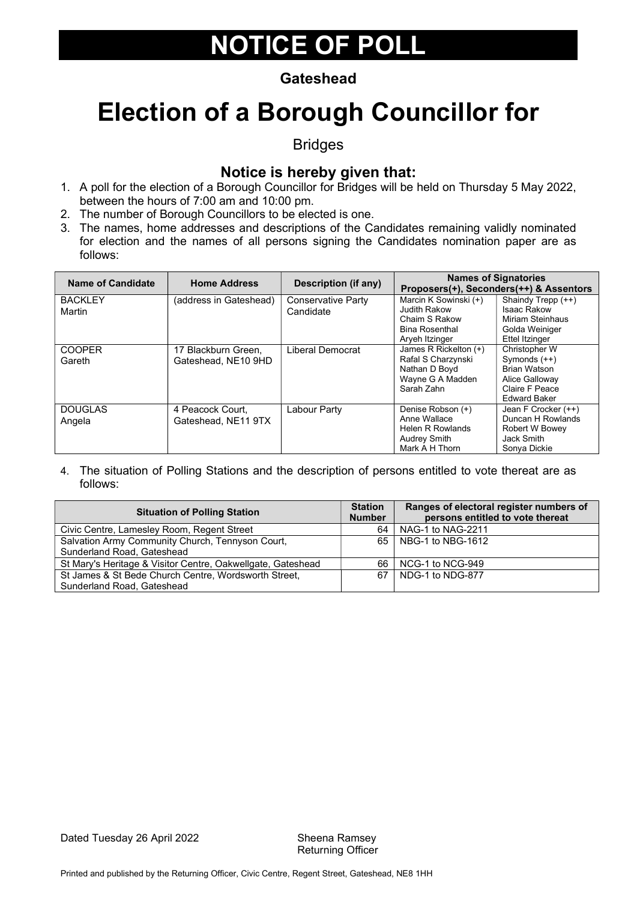# NOTICE OF POLL

**Gateshead**

# Election of a Borough Councillor for

Bridges

## Notice is hereby given that:

1. A poll for the election of a Borough Councillor for Bridges will be held on Thursday 5 May 2022, between the hours of 7:00 am and 10:00 pm.
2. The number of Borough Councillors to be elected is one.
3. The names, home addresses and descriptions of the Candidates remaining validly nominated for election and the names of all persons signing the Candidates nomination paper are as follows:

| Name of Candidate | Home Address | Description (if any) | Names of Signatories Proposers(+), Seconders(++) & Assentors | |
|---|---|---|---|---|
| BACKLEY Martin | (address in Gateshead) | Conservative Party Candidate | Marcin K Sowinski (+) Judith Rakow Chaim S Rakow Bina Rosenthal Aryeh Itzinger | Shaindy Trepp (++) Isaac Rakow Miriam Steinhaus Golda Weiniger Ettel Itzinger |
| COOPER Gareth | 17 Blackburn Green, Gateshead, NE10 9HD | Liberal Democrat | James R Rickelton (+) Rafal S Charzynski Nathan D Boyd Wayne G A Madden Sarah Zahn | Christopher W Symonds (++) Brian Watson Alice Galloway Claire F Peace Edward Baker |
| DOUGLAS Angela | 4 Peacock Court, Gateshead, NE11 9TX | Labour Party | Denise Robson (+) Anne Wallace Helen R Rowlands Audrey Smith Mark A H Thorn | Jean F Crocker (++) Duncan H Rowlands Robert W Bowey Jack Smith Sonya Dickie |

4. The situation of Polling Stations and the description of persons entitled to vote thereat are as follows:

| Situation of Polling Station | Station Number | Ranges of electoral register numbers of persons entitled to vote thereat |
|---|---|---|
| Civic Centre, Lamesley Room, Regent Street | 64 | NAG-1 to NAG-2211 |
| Salvation Army Community Church, Tennyson Court, Sunderland Road, Gateshead | 65 | NBG-1 to NBG-1612 |
| St Mary's Heritage & Visitor Centre, Oakwellgate, Gateshead | 66 | NCG-1 to NCG-949 |
| St James & St Bede Church Centre, Wordsworth Street, Sunderland Road, Gateshead | 67 | NDG-1 to NDG-877 |

Dated Tuesday 26 April 2022

Sheena Ramsey
Returning Officer

Printed and published by the Returning Officer, Civic Centre, Regent Street, Gateshead, NE8 1HH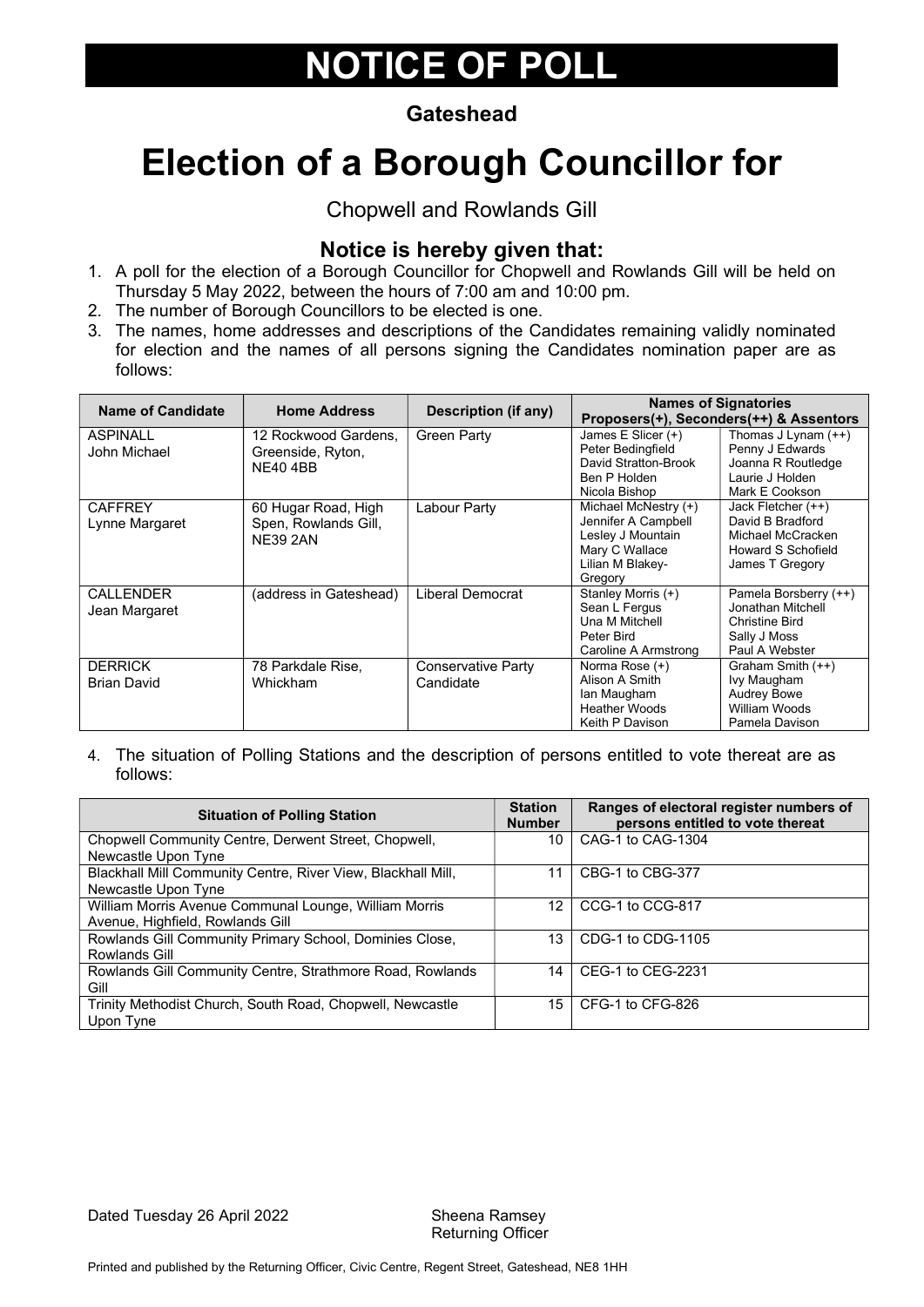# NOTICE OF POLL

**Gateshead**

# Election of a Borough Councillor for

Chopwell and Rowlands Gill

## Notice is hereby given that:

1. A poll for the election of a Borough Councillor for Chopwell and Rowlands Gill will be held on Thursday 5 May 2022, between the hours of 7:00 am and 10:00 pm.
2. The number of Borough Councillors to be elected is one.
3. The names, home addresses and descriptions of the Candidates remaining validly nominated for election and the names of all persons signing the Candidates nomination paper are as follows:

| Name of Candidate | Home Address | Description (if any) | Names of Signatories Proposers(+), Seconders(++) & Assentors | |
|---|---|---|---|---|
| ASPINALL John Michael | 12 Rockwood Gardens, Greenside, Ryton, NE40 4BB | Green Party | James E Slicer (+) Peter Bedingfield David Stratton-Brook Ben P Holden Nicola Bishop | Thomas J Lynam (++) Penny J Edwards Joanna R Routledge Laurie J Holden Mark E Cookson |
| CAFFREY Lynne Margaret | 60 Hugar Road, High Spen, Rowlands Gill, NE39 2AN | Labour Party | Michael McNestry (+) Jennifer A Campbell Lesley J Mountain Mary C Wallace Lilian M Blakey-Gregory | Jack Fletcher (++) David B Bradford Michael McCracken Howard S Schofield James T Gregory |
| CALLENDER Jean Margaret | (address in Gateshead) | Liberal Democrat | Stanley Morris (+) Sean L Fergus Una M Mitchell Peter Bird Caroline A Armstrong | Pamela Borsberry (++) Jonathan Mitchell Christine Bird Sally J Moss Paul A Webster |
| DERRICK Brian David | 78 Parkdale Rise, Whickham | Conservative Party Candidate | Norma Rose (+) Alison A Smith Ian Maugham Heather Woods Keith P Davison | Graham Smith (++) Ivy Maugham Audrey Bowe William Woods Pamela Davison |

4. The situation of Polling Stations and the description of persons entitled to vote thereat are as follows:

| Situation of Polling Station | Station Number | Ranges of electoral register numbers of persons entitled to vote thereat |
|---|---|---|
| Chopwell Community Centre, Derwent Street, Chopwell, Newcastle Upon Tyne | 10 | CAG-1 to CAG-1304 |
| Blackhall Mill Community Centre, River View, Blackhall Mill, Newcastle Upon Tyne | 11 | CBG-1 to CBG-377 |
| William Morris Avenue Communal Lounge, William Morris Avenue, Highfield, Rowlands Gill | 12 | CCG-1 to CCG-817 |
| Rowlands Gill Community Primary School, Dominies Close, Rowlands Gill | 13 | CDG-1 to CDG-1105 |
| Rowlands Gill Community Centre, Strathmore Road, Rowlands Gill | 14 | CEG-1 to CEG-2231 |
| Trinity Methodist Church, South Road, Chopwell, Newcastle Upon Tyne | 15 | CFG-1 to CFG-826 |

Dated Tuesday 26 April 2022

Sheena Ramsey
Returning Officer

Printed and published by the Returning Officer, Civic Centre, Regent Street, Gateshead, NE8 1HH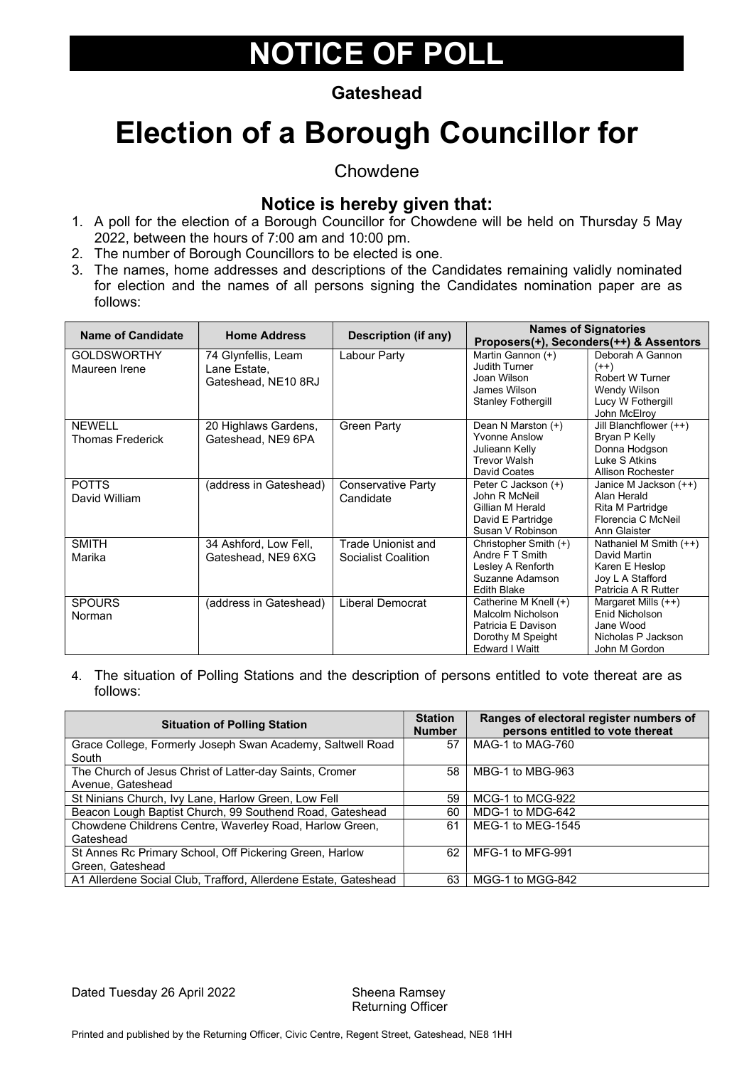# NOTICE OF POLL

**Gateshead**

# Election of a Borough Councillor for

Chowdene

## Notice is hereby given that:

1. A poll for the election of a Borough Councillor for Chowdene will be held on Thursday 5 May 2022, between the hours of 7:00 am and 10:00 pm.
2. The number of Borough Councillors to be elected is one.
3. The names, home addresses and descriptions of the Candidates remaining validly nominated for election and the names of all persons signing the Candidates nomination paper are as follows:

| Name of Candidate | Home Address | Description (if any) | Names of Signatories Proposers(+), Seconders(++) & Assentors | |
|---|---|---|---|---|
| GOLDSWORTHY Maureen Irene | 74 Glynfellis, Leam Lane Estate, Gateshead, NE10 8RJ | Labour Party | Martin Gannon (+) Judith Turner Joan Wilson James Wilson Stanley Fothergill | Deborah A Gannon (++) Robert W Turner Wendy Wilson Lucy W Fothergill John McElroy |
| NEWELL Thomas Frederick | 20 Highlaws Gardens, Gateshead, NE9 6PA | Green Party | Dean N Marston (+) Yvonne Anslow Julieann Kelly Trevor Walsh David Coates | Jill Blanchflower (++) Bryan P Kelly Donna Hodgson Luke S Atkins Allison Rochester |
| POTTS David William | (address in Gateshead) | Conservative Party Candidate | Peter C Jackson (+) John R McNeil Gillian M Herald David E Partridge Susan V Robinson | Janice M Jackson (++) Alan Herald Rita M Partridge Florencia C McNeil Ann Glaister |
| SMITH Marika | 34 Ashford, Low Fell, Gateshead, NE9 6XG | Trade Unionist and Socialist Coalition | Christopher Smith (+) Andre F T Smith Lesley A Renforth Suzanne Adamson Edith Blake | Nathaniel M Smith (++) David Martin Karen E Heslop Joy L A Stafford Patricia A R Rutter |
| SPOURS Norman | (address in Gateshead) | Liberal Democrat | Catherine M Knell (+) Malcolm Nicholson Patricia E Davison Dorothy M Speight Edward I Waitt | Margaret Mills (++) Enid Nicholson Jane Wood Nicholas P Jackson John M Gordon |

4. The situation of Polling Stations and the description of persons entitled to vote thereat are as follows:

| Situation of Polling Station | Station Number | Ranges of electoral register numbers of persons entitled to vote thereat |
|---|---|---|
| Grace College, Formerly Joseph Swan Academy, Saltwell Road South | 57 | MAG-1 to MAG-760 |
| The Church of Jesus Christ of Latter-day Saints, Cromer Avenue, Gateshead | 58 | MBG-1 to MBG-963 |
| St Ninians Church, Ivy Lane, Harlow Green, Low Fell | 59 | MCG-1 to MCG-922 |
| Beacon Lough Baptist Church, 99 Southend Road, Gateshead | 60 | MDG-1 to MDG-642 |
| Chowdene Childrens Centre, Waverley Road, Harlow Green, Gateshead | 61 | MEG-1 to MEG-1545 |
| St Annes Rc Primary School, Off Pickering Green, Harlow Green, Gateshead | 62 | MFG-1 to MFG-991 |
| A1 Allerdene Social Club, Trafford, Allerdene Estate, Gateshead | 63 | MGG-1 to MGG-842 |

Dated Tuesday 26 April 2022

Sheena Ramsey
Returning Officer

Printed and published by the Returning Officer, Civic Centre, Regent Street, Gateshead, NE8 1HH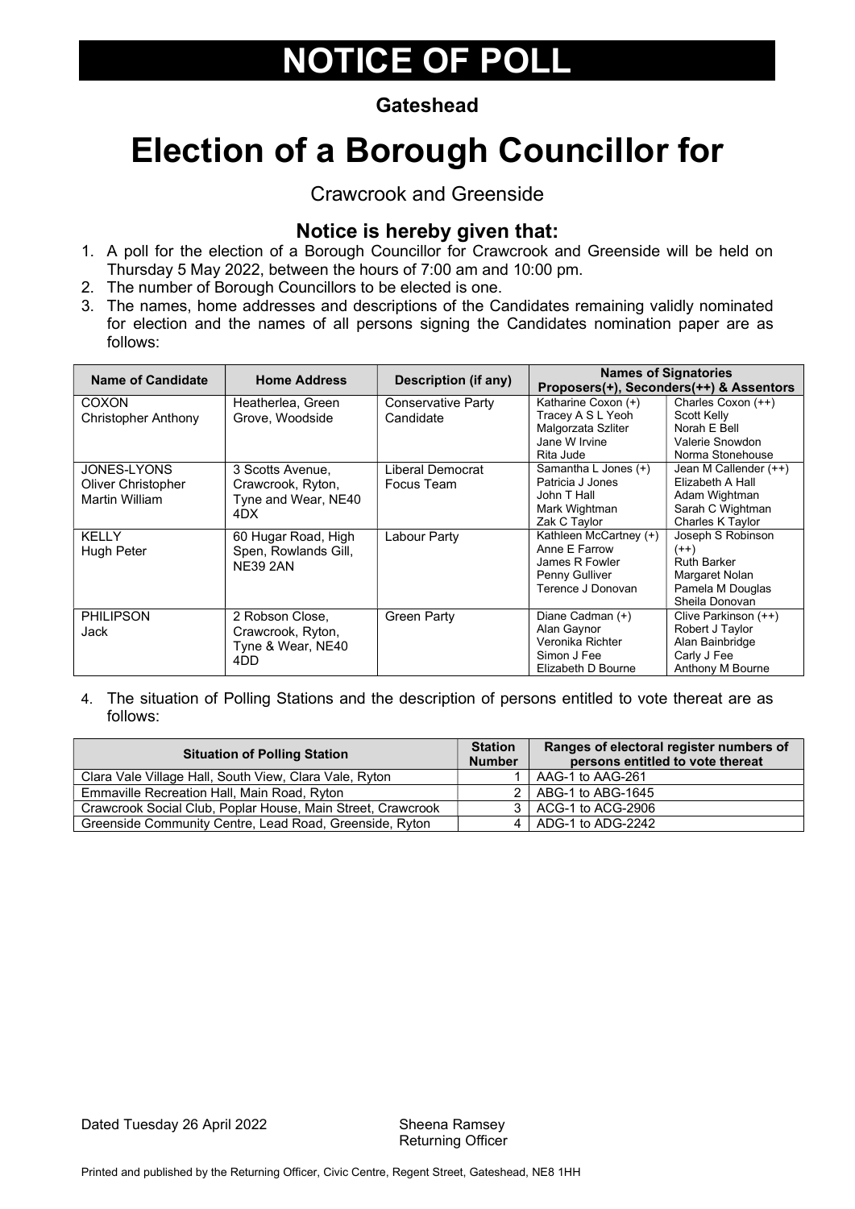# NOTICE OF POLL

**Gateshead**

# Election of a Borough Councillor for

Crawcrook and Greenside

## Notice is hereby given that:

1. A poll for the election of a Borough Councillor for Crawcrook and Greenside will be held on Thursday 5 May 2022, between the hours of 7:00 am and 10:00 pm.
2. The number of Borough Councillors to be elected is one.
3. The names, home addresses and descriptions of the Candidates remaining validly nominated for election and the names of all persons signing the Candidates nomination paper are as follows:

| Name of Candidate | Home Address | Description (if any) | Names of Signatories Proposers(+), Seconders(++) & Assentors | |
|---|---|---|---|---|
| COXON Christopher Anthony | Heatherlea, Green Grove, Woodside | Conservative Party Candidate | Katharine Coxon (+)<br>Tracey A S L Yeoh<br>Malgorzata Szliter<br>Jane W Irvine<br>Rita Jude | Charles Coxon (++)<br>Scott Kelly<br>Norah E Bell<br>Valerie Snowdon<br>Norma Stonehouse |
| JONES-LYONS Oliver Christopher Martin William | 3 Scotts Avenue, Crawcrook, Ryton, Tyne and Wear, NE40 4DX | Liberal Democrat Focus Team | Samantha L Jones (+)<br>Patricia J Jones<br>John T Hall<br>Mark Wightman<br>Zak C Taylor | Jean M Callender (++)<br>Elizabeth A Hall<br>Adam Wightman<br>Sarah C Wightman<br>Charles K Taylor |
| KELLY Hugh Peter | 60 Hugar Road, High Spen, Rowlands Gill, NE39 2AN | Labour Party | Kathleen McCartney (+)<br>Anne E Farrow<br>James R Fowler<br>Penny Gulliver<br>Terence J Donovan | Joseph S Robinson (++)<br>Ruth Barker<br>Margaret Nolan<br>Pamela M Douglas<br>Sheila Donovan |
| PHILIPSON Jack | 2 Robson Close, Crawcrook, Ryton, Tyne & Wear, NE40 4DD | Green Party | Diane Cadman (+)<br>Alan Gaynor<br>Veronika Richter<br>Simon J Fee<br>Elizabeth D Bourne | Clive Parkinson (++)<br>Robert J Taylor<br>Alan Bainbridge<br>Carly J Fee<br>Anthony M Bourne |

4. The situation of Polling Stations and the description of persons entitled to vote thereat are as follows:

| Situation of Polling Station | Station Number | Ranges of electoral register numbers of persons entitled to vote thereat |
|---|---|---|
| Clara Vale Village Hall, South View, Clara Vale, Ryton | 1 | AAG-1 to AAG-261 |
| Emmaville Recreation Hall, Main Road, Ryton | 2 | ABG-1 to ABG-1645 |
| Crawcrook Social Club, Poplar House, Main Street, Crawcrook | 3 | ACG-1 to ACG-2906 |
| Greenside Community Centre, Lead Road, Greenside, Ryton | 4 | ADG-1 to ADG-2242 |

Dated Tuesday 26 April 2022

Sheena Ramsey
Returning Officer

Printed and published by the Returning Officer, Civic Centre, Regent Street, Gateshead, NE8 1HH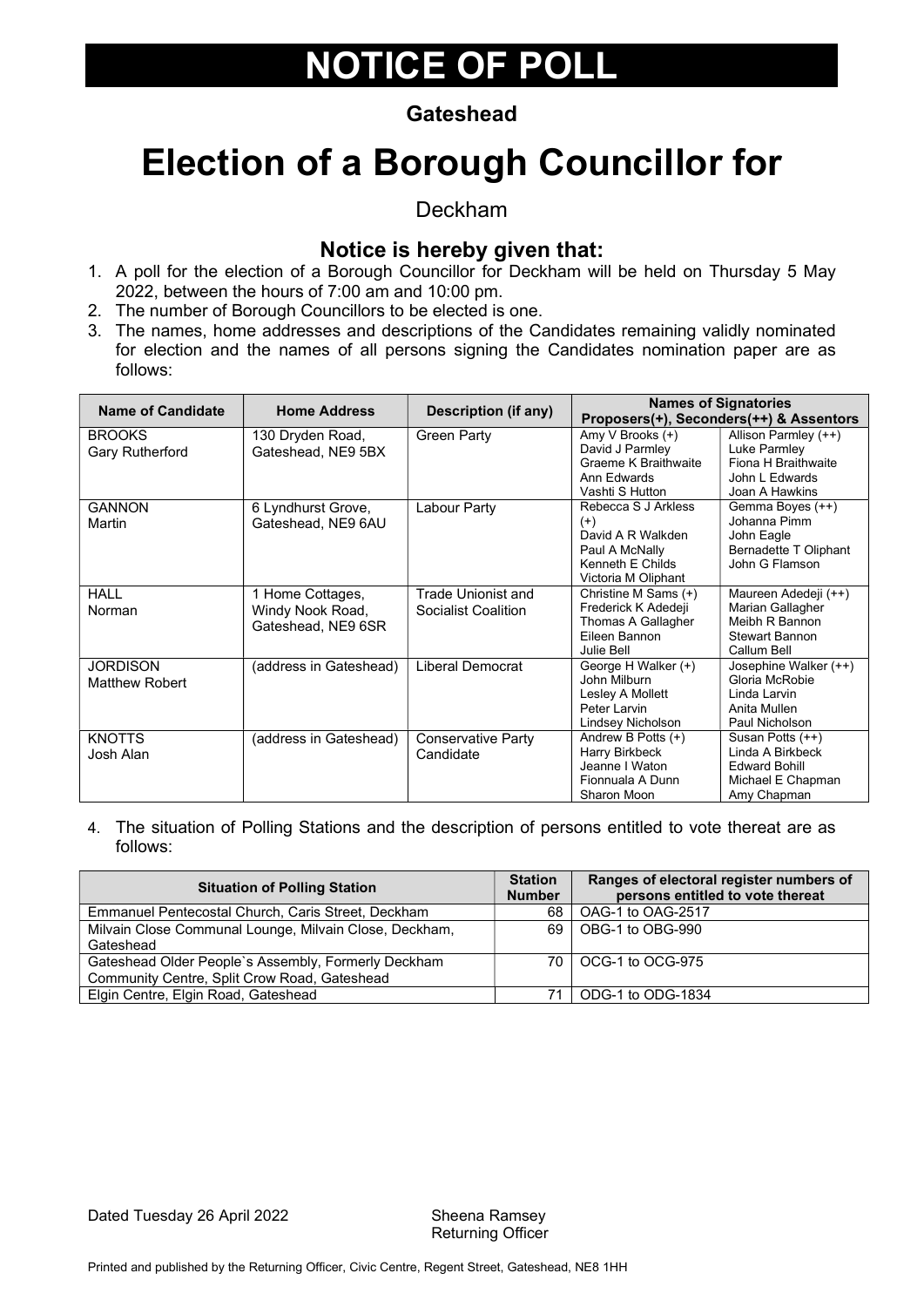# NOTICE OF POLL

**Gateshead**

# Election of a Borough Councillor for

Deckham

## Notice is hereby given that:

1. A poll for the election of a Borough Councillor for Deckham will be held on Thursday 5 May 2022, between the hours of 7:00 am and 10:00 pm.
2. The number of Borough Councillors to be elected is one.
3. The names, home addresses and descriptions of the Candidates remaining validly nominated for election and the names of all persons signing the Candidates nomination paper are as follows:

| Name of Candidate | Home Address | Description (if any) | Names of Signatories Proposers(+), Seconders(++) & Assentors | |
|---|---|---|---|---|
| BROOKS Gary Rutherford | 130 Dryden Road, Gateshead, NE9 5BX | Green Party | Amy V Brooks (+)<br>David J Parmley<br>Graeme K Braithwaite<br>Ann Edwards<br>Vashti S Hutton | Allison Parmley (++)<br>Luke Parmley<br>Fiona H Braithwaite<br>John L Edwards<br>Joan A Hawkins |
| GANNON Martin | 6 Lyndhurst Grove, Gateshead, NE9 6AU | Labour Party | Rebecca S J Arkless (+)<br>David A R Walkden<br>Paul A McNally<br>Kenneth E Childs<br>Victoria M Oliphant | Gemma Boyes (++)<br>Johanna Pimm<br>John Eagle<br>Bernadette T Oliphant<br>John G Flamson |
| HALL Norman | 1 Home Cottages, Windy Nook Road, Gateshead, NE9 6SR | Trade Unionist and Socialist Coalition | Christine M Sams (+)<br>Frederick K Adedeji<br>Thomas A Gallagher<br>Eileen Bannon<br>Julie Bell | Maureen Adedeji (++)<br>Marian Gallagher<br>Meibh R Bannon<br>Stewart Bannon<br>Callum Bell |
| JORDISON Matthew Robert | (address in Gateshead) | Liberal Democrat | George H Walker (+)<br>John Milburn<br>Lesley A Mollett<br>Peter Larvin<br>Lindsey Nicholson | Josephine Walker (++)<br>Gloria McRobie<br>Linda Larvin<br>Anita Mullen<br>Paul Nicholson |
| KNOTTS Josh Alan | (address in Gateshead) | Conservative Party Candidate | Andrew B Potts (+)<br>Harry Birkbeck<br>Jeanne I Waton<br>Fionnuala A Dunn<br>Sharon Moon | Susan Potts (++)<br>Linda A Birkbeck<br>Edward Bohill<br>Michael E Chapman<br>Amy Chapman |

4. The situation of Polling Stations and the description of persons entitled to vote thereat are as follows:

| Situation of Polling Station | Station Number | Ranges of electoral register numbers of persons entitled to vote thereat |
|---|---|---|
| Emmanuel Pentecostal Church, Caris Street, Deckham | 68 | OAG-1 to OAG-2517 |
| Milvain Close Communal Lounge, Milvain Close, Deckham, Gateshead | 69 | OBG-1 to OBG-990 |
| Gateshead Older People`s Assembly, Formerly Deckham Community Centre, Split Crow Road, Gateshead | 70 | OCG-1 to OCG-975 |
| Elgin Centre, Elgin Road, Gateshead | 71 | ODG-1 to ODG-1834 |

Dated Tuesday 26 April 2022

Sheena Ramsey
Returning Officer

Printed and published by the Returning Officer, Civic Centre, Regent Street, Gateshead, NE8 1HH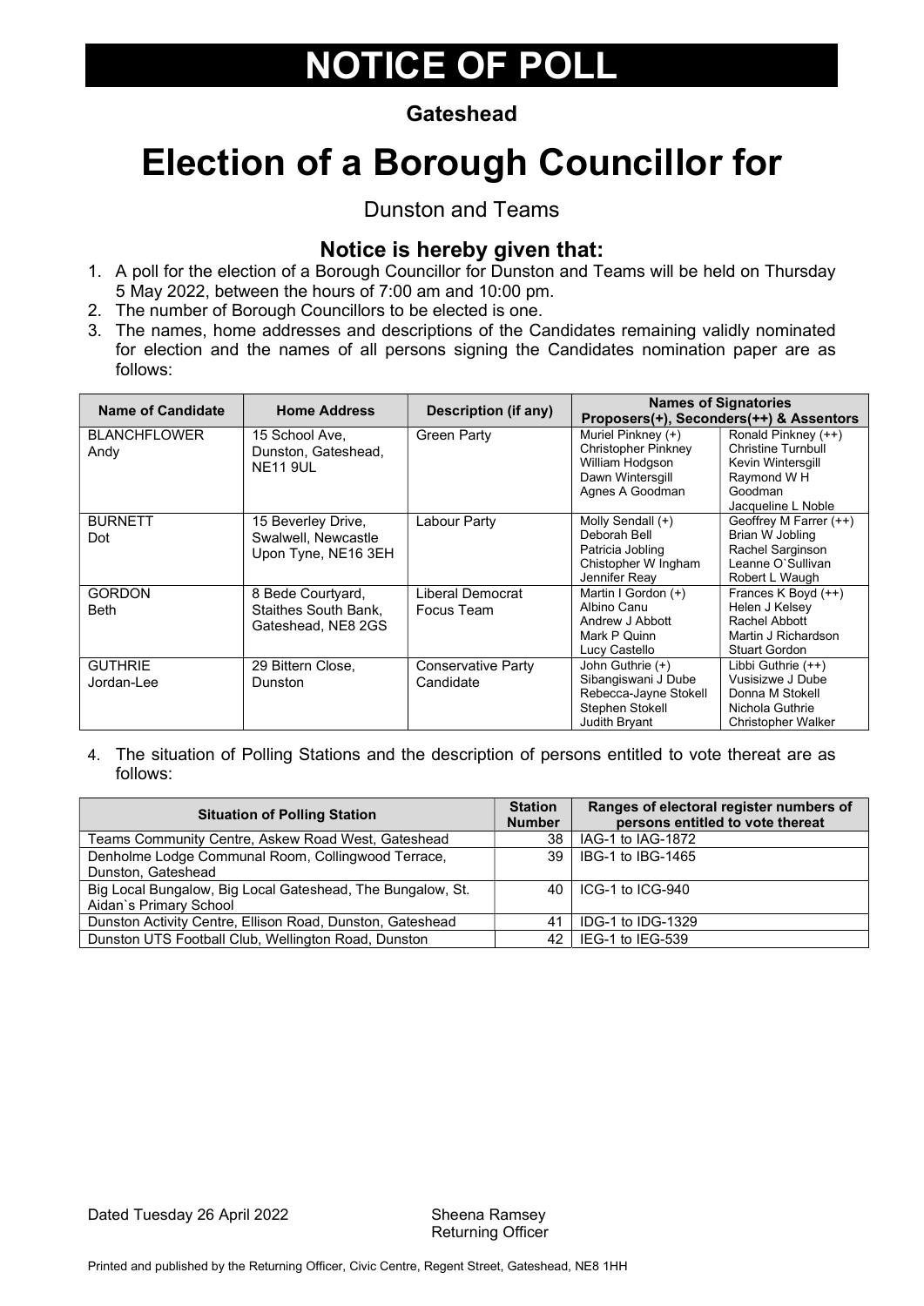# NOTICE OF POLL

**Gateshead**

# Election of a Borough Councillor for

Dunston and Teams

## Notice is hereby given that:

1. A poll for the election of a Borough Councillor for Dunston and Teams will be held on Thursday 5 May 2022, between the hours of 7:00 am and 10:00 pm.
2. The number of Borough Councillors to be elected is one.
3. The names, home addresses and descriptions of the Candidates remaining validly nominated for election and the names of all persons signing the Candidates nomination paper are as follows:

| Name of Candidate | Home Address | Description (if any) | Names of Signatories Proposers(+), Seconders(++) & Assentors | |
|---|---|---|---|---|
| BLANCHFLOWER Andy | 15 School Ave, Dunston, Gateshead, NE11 9UL | Green Party | Muriel Pinkney (+)<br>Christopher Pinkney<br>William Hodgson<br>Dawn Wintersgill<br>Agnes A Goodman | Ronald Pinkney (++)<br>Christine Turnbull<br>Kevin Wintersgill<br>Raymond W H Goodman<br>Jacqueline L Noble |
| BURNETT Dot | 15 Beverley Drive, Swalwell, Newcastle Upon Tyne, NE16 3EH | Labour Party | Molly Sendall (+)<br>Deborah Bell<br>Patricia Jobling<br>Chistopher W Ingham<br>Jennifer Reay | Geoffrey M Farrer (++)<br>Brian W Jobling<br>Rachel Sarginson<br>Leanne O`Sullivan<br>Robert L Waugh |
| GORDON Beth | 8 Bede Courtyard, Staithes South Bank, Gateshead, NE8 2GS | Liberal Democrat Focus Team | Martin I Gordon (+)<br>Albino Canu<br>Andrew J Abbott<br>Mark P Quinn<br>Lucy Castello | Frances K Boyd (++)<br>Helen J Kelsey<br>Rachel Abbott<br>Martin J Richardson<br>Stuart Gordon |
| GUTHRIE Jordan-Lee | 29 Bittern Close, Dunston | Conservative Party Candidate | John Guthrie (+)<br>Sibangiswani J Dube<br>Rebecca-Jayne Stokell<br>Stephen Stokell<br>Judith Bryant | Libbi Guthrie (++)<br>Vusisizwe J Dube<br>Donna M Stokell<br>Nichola Guthrie<br>Christopher Walker |

4. The situation of Polling Stations and the description of persons entitled to vote thereat are as follows:

| Situation of Polling Station | Station Number | Ranges of electoral register numbers of persons entitled to vote thereat |
|---|---|---|
| Teams Community Centre, Askew Road West, Gateshead | 38 | IAG-1 to IAG-1872 |
| Denholme Lodge Communal Room, Collingwood Terrace, Dunston, Gateshead | 39 | IBG-1 to IBG-1465 |
| Big Local Bungalow, Big Local Gateshead, The Bungalow, St. Aidan`s Primary School | 40 | ICG-1 to ICG-940 |
| Dunston Activity Centre, Ellison Road, Dunston, Gateshead | 41 | IDG-1 to IDG-1329 |
| Dunston UTS Football Club, Wellington Road, Dunston | 42 | IEG-1 to IEG-539 |

Dated Tuesday 26 April 2022

Sheena Ramsey
Returning Officer

Printed and published by the Returning Officer, Civic Centre, Regent Street, Gateshead, NE8 1HH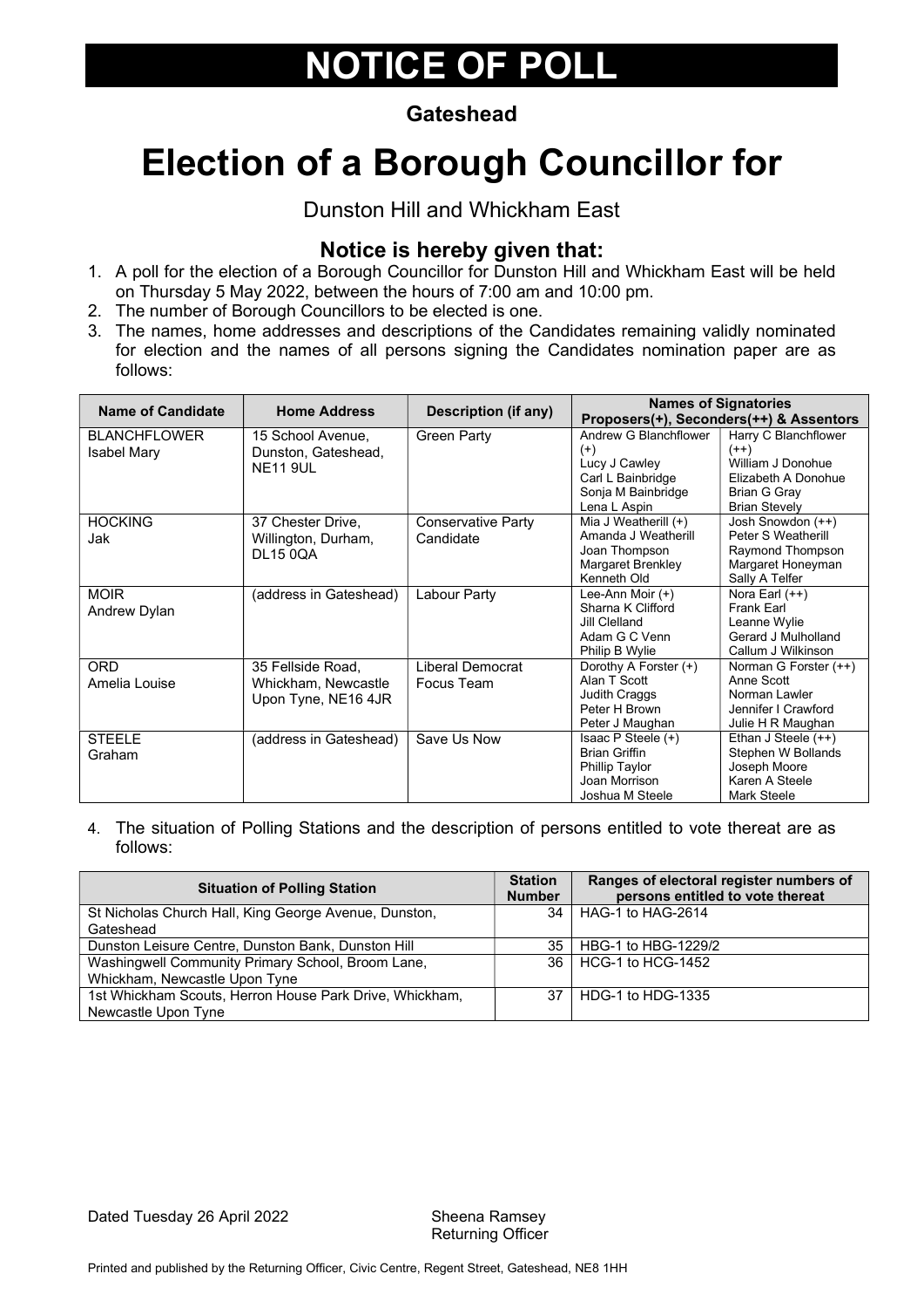# NOTICE OF POLL

**Gateshead**

# Election of a Borough Councillor for

Dunston Hill and Whickham East

## Notice is hereby given that:

1. A poll for the election of a Borough Councillor for Dunston Hill and Whickham East will be held on Thursday 5 May 2022, between the hours of 7:00 am and 10:00 pm.
2. The number of Borough Councillors to be elected is one.
3. The names, home addresses and descriptions of the Candidates remaining validly nominated for election and the names of all persons signing the Candidates nomination paper are as follows:

| Name of Candidate | Home Address | Description (if any) | Names of Signatories Proposers(+), Seconders(++) & Assentors | |
|---|---|---|---|---|
| BLANCHFLOWER Isabel Mary | 15 School Avenue, Dunston, Gateshead, NE11 9UL | Green Party | Andrew G Blanchflower (+)<br>Lucy J Cawley<br>Carl L Bainbridge<br>Sonja M Bainbridge<br>Lena L Aspin | Harry C Blanchflower (++)<br>William J Donohue<br>Elizabeth A Donohue<br>Brian G Gray<br>Brian Stevely |
| HOCKING Jak | 37 Chester Drive, Willington, Durham, DL15 0QA | Conservative Party Candidate | Mia J Weatherill (+)<br>Amanda J Weatherill<br>Joan Thompson<br>Margaret Brenkley<br>Kenneth Old | Josh Snowdon (++)<br>Peter S Weatherill<br>Raymond Thompson<br>Margaret Honeyman<br>Sally A Telfer |
| MOIR Andrew Dylan | (address in Gateshead) | Labour Party | Lee-Ann Moir (+)<br>Sharna K Clifford<br>Jill Clelland<br>Adam G C Venn<br>Philip B Wylie | Nora Earl (++)<br>Frank Earl<br>Leanne Wylie<br>Gerard J Mulholland<br>Callum J Wilkinson |
| ORD Amelia Louise | 35 Fellside Road, Whickham, Newcastle Upon Tyne, NE16 4JR | Liberal Democrat Focus Team | Dorothy A Forster (+)<br>Alan T Scott<br>Judith Craggs<br>Peter H Brown<br>Peter J Maughan | Norman G Forster (++)<br>Anne Scott<br>Norman Lawler<br>Jennifer I Crawford<br>Julie H R Maughan |
| STEELE Graham | (address in Gateshead) | Save Us Now | Isaac P Steele (+)<br>Brian Griffin<br>Phillip Taylor<br>Joan Morrison<br>Joshua M Steele | Ethan J Steele (++)<br>Stephen W Bollands<br>Joseph Moore<br>Karen A Steele<br>Mark Steele |

4. The situation of Polling Stations and the description of persons entitled to vote thereat are as follows:

| Situation of Polling Station | Station Number | Ranges of electoral register numbers of persons entitled to vote thereat |
|---|---|---|
| St Nicholas Church Hall, King George Avenue, Dunston, Gateshead | 34 | HAG-1 to HAG-2614 |
| Dunston Leisure Centre, Dunston Bank, Dunston Hill | 35 | HBG-1 to HBG-1229/2 |
| Washingwell Community Primary School, Broom Lane, Whickham, Newcastle Upon Tyne | 36 | HCG-1 to HCG-1452 |
| 1st Whickham Scouts, Herron House Park Drive, Whickham, Newcastle Upon Tyne | 37 | HDG-1 to HDG-1335 |

Dated Tuesday 26 April 2022

Sheena Ramsey
Returning Officer

Printed and published by the Returning Officer, Civic Centre, Regent Street, Gateshead, NE8 1HH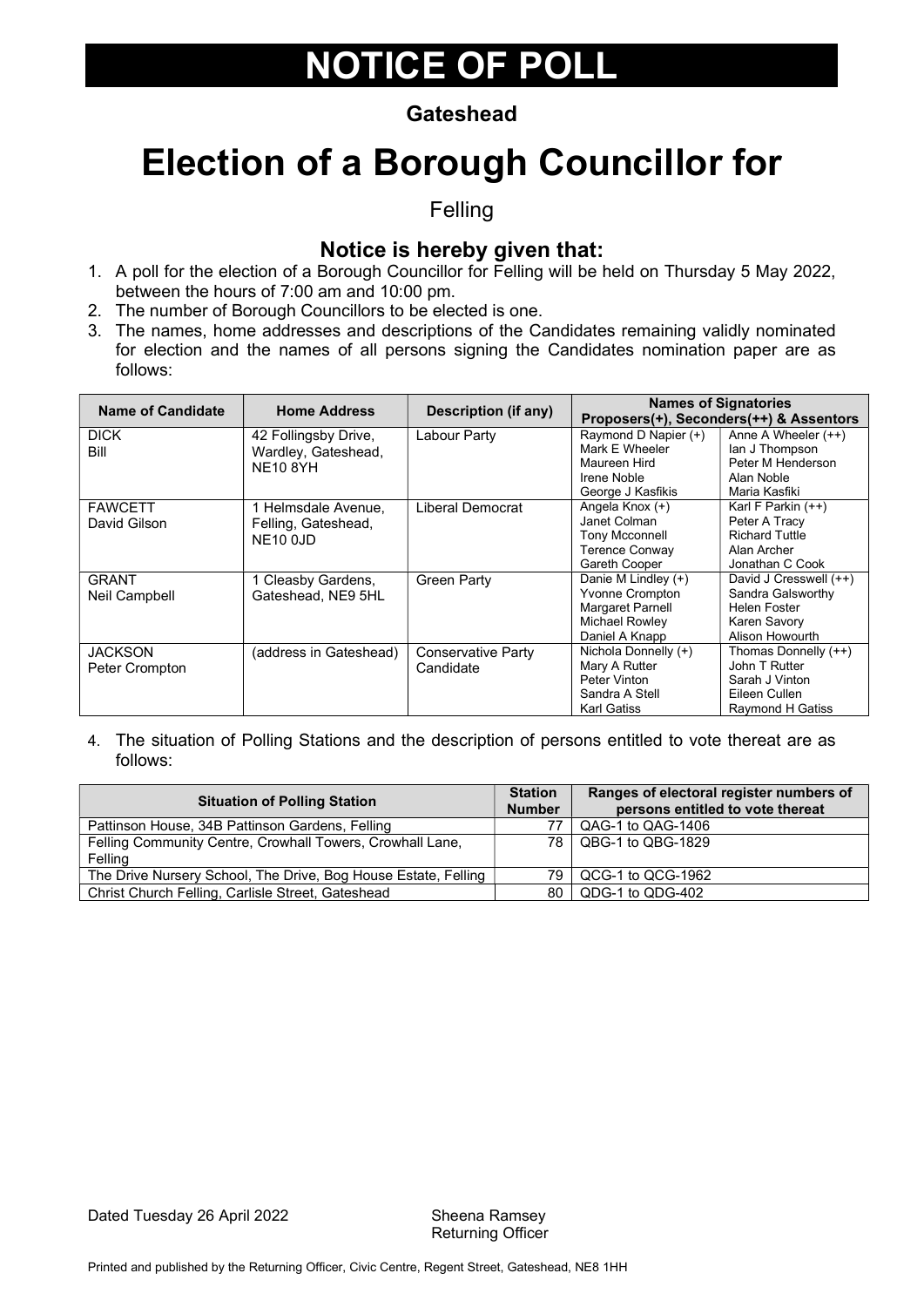# NOTICE OF POLL

**Gateshead**

# Election of a Borough Councillor for

Felling

## Notice is hereby given that:

1. A poll for the election of a Borough Councillor for Felling will be held on Thursday 5 May 2022, between the hours of 7:00 am and 10:00 pm.
2. The number of Borough Councillors to be elected is one.
3. The names, home addresses and descriptions of the Candidates remaining validly nominated for election and the names of all persons signing the Candidates nomination paper are as follows:

| Name of Candidate | Home Address | Description (if any) | Names of Signatories Proposers(+), Seconders(++) & Assentors | |
|---|---|---|---|---|
| DICK Bill | 42 Follingsby Drive, Wardley, Gateshead, NE10 8YH | Labour Party | Raymond D Napier (+) Mark E Wheeler Maureen Hird Irene Noble George J Kasfikis | Anne A Wheeler (++) Ian J Thompson Peter M Henderson Alan Noble Maria Kasfiki |
| FAWCETT David Gilson | 1 Helmsdale Avenue, Felling, Gateshead, NE10 0JD | Liberal Democrat | Angela Knox (+) Janet Colman Tony Mcconnell Terence Conway Gareth Cooper | Karl F Parkin (++) Peter A Tracy Richard Tuttle Alan Archer Jonathan C Cook |
| GRANT Neil Campbell | 1 Cleasby Gardens, Gateshead, NE9 5HL | Green Party | Danie M Lindley (+) Yvonne Crompton Margaret Parnell Michael Rowley Daniel A Knapp | David J Cresswell (++) Sandra Galsworthy Helen Foster Karen Savory Alison Howourth |
| JACKSON Peter Crompton | (address in Gateshead) | Conservative Party Candidate | Nichola Donnelly (+) Mary A Rutter Peter Vinton Sandra A Stell Karl Gatiss | Thomas Donnelly (++) John T Rutter Sarah J Vinton Eileen Cullen Raymond H Gatiss |

4. The situation of Polling Stations and the description of persons entitled to vote thereat are as follows:

| Situation of Polling Station | Station Number | Ranges of electoral register numbers of persons entitled to vote thereat |
|---|---|---|
| Pattinson House, 34B Pattinson Gardens, Felling | 77 | QAG-1 to QAG-1406 |
| Felling Community Centre, Crowhall Towers, Crowhall Lane, Felling | 78 | QBG-1 to QBG-1829 |
| The Drive Nursery School, The Drive, Bog House Estate, Felling | 79 | QCG-1 to QCG-1962 |
| Christ Church Felling, Carlisle Street, Gateshead | 80 | QDG-1 to QDG-402 |

Dated Tuesday 26 April 2022

Sheena Ramsey
Returning Officer

Printed and published by the Returning Officer, Civic Centre, Regent Street, Gateshead, NE8 1HH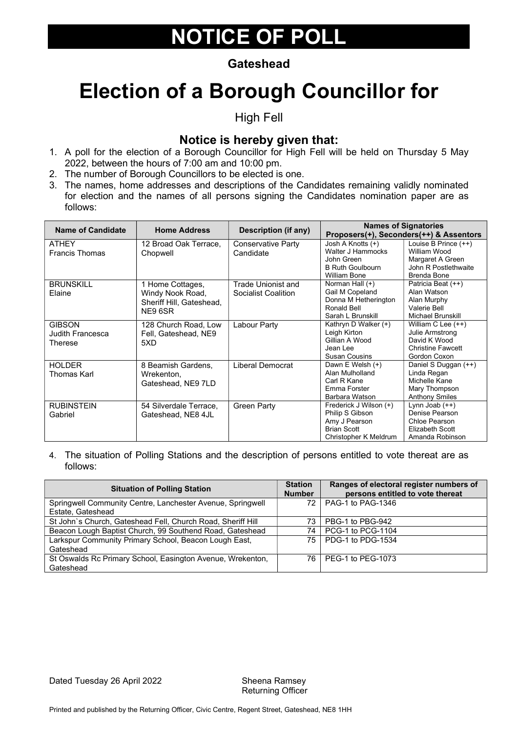# NOTICE OF POLL

**Gateshead**

# Election of a Borough Councillor for

High Fell

### Notice is hereby given that:

1. A poll for the election of a Borough Councillor for High Fell will be held on Thursday 5 May 2022, between the hours of 7:00 am and 10:00 pm.
2. The number of Borough Councillors to be elected is one.
3. The names, home addresses and descriptions of the Candidates remaining validly nominated for election and the names of all persons signing the Candidates nomination paper are as follows:

| Name of Candidate | Home Address | Description (if any) | Names of Signatories Proposers(+), Seconders(++) & Assentors | |
|---|---|---|---|---|
| ATHEY Francis Thomas | 12 Broad Oak Terrace, Chopwell | Conservative Party Candidate | Josh A Knotts (+) | Louise B Prince (++) |
| | | | Walter J Hammocks | William Wood |
| | | | John Green | Margaret A Green |
| | | | B Ruth Goulbourn | John R Postlethwaite |
| | | | William Bone | Brenda Bone |
| BRUNSKILL Elaine | 1 Home Cottages, Windy Nook Road, Sheriff Hill, Gateshead, NE9 6SR | Trade Unionist and Socialist Coalition | Norman Hall (+) | Patricia Beat (++) |
| | | | Gail M Copeland | Alan Watson |
| | | | Donna M Hetherington | Alan Murphy |
| | | | Ronald Bell | Valerie Bell |
| | | | Sarah L Brunskill | Michael Brunskill |
| GIBSON Judith Francesca Therese | 128 Church Road, Low Fell, Gateshead, NE9 5XD | Labour Party | Kathryn D Walker (+) | William C Lee (++) |
| | | | Leigh Kirton | Julie Armstrong |
| | | | Gillian A Wood | David K Wood |
| | | | Jean Lee | Christine Fawcett |
| | | | Susan Cousins | Gordon Coxon |
| HOLDER Thomas Karl | 8 Beamish Gardens, Wrekenton, Gateshead, NE9 7LD | Liberal Democrat | Dawn E Welsh (+) | Daniel S Duggan (++) |
| | | | Alan Mulholland | Linda Regan |
| | | | Carl R Kane | Michelle Kane |
| | | | Emma Forster | Mary Thompson |
| | | | Barbara Watson | Anthony Smiles |
| RUBINSTEIN Gabriel | 54 Silverdale Terrace, Gateshead, NE8 4JL | Green Party | Frederick J Wilson (+) | Lynn Joab (++) |
| | | | Philip S Gibson | Denise Pearson |
| | | | Amy J Pearson | Chloe Pearson |
| | | | Brian Scott | Elizabeth Scott |
| | | | Christopher K Meldrum | Amanda Robinson |

4. The situation of Polling Stations and the description of persons entitled to vote thereat are as follows:

| Situation of Polling Station | Station Number | Ranges of electoral register numbers of persons entitled to vote thereat |
|---|---|---|
| Springwell Community Centre, Lanchester Avenue, Springwell Estate, Gateshead | 72 | PAG-1 to PAG-1346 |
| St John`s Church, Gateshead Fell, Church Road, Sheriff Hill | 73 | PBG-1 to PBG-942 |
| Beacon Lough Baptist Church, 99 Southend Road, Gateshead | 74 | PCG-1 to PCG-1104 |
| Larkspur Community Primary School, Beacon Lough East, Gateshead | 75 | PDG-1 to PDG-1534 |
| St Oswalds Rc Primary School, Easington Avenue, Wrekenton, Gateshead | 76 | PEG-1 to PEG-1073 |

Dated Tuesday 26 April 2022

Sheena Ramsey
Returning Officer

Printed and published by the Returning Officer, Civic Centre, Regent Street, Gateshead, NE8 1HH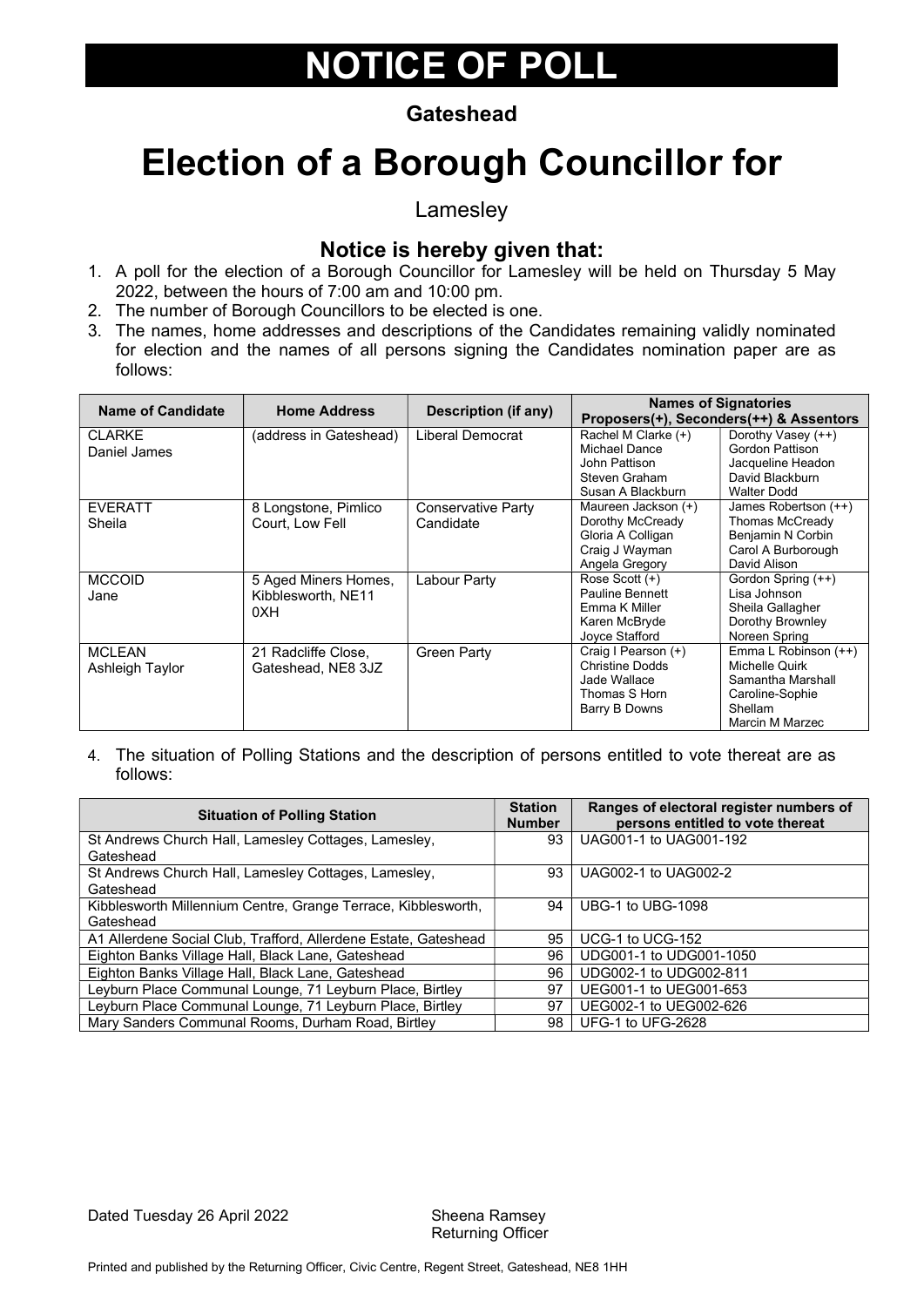# NOTICE OF POLL

**Gateshead**

# Election of a Borough Councillor for

Lamesley

### Notice is hereby given that:

1. A poll for the election of a Borough Councillor for Lamesley will be held on Thursday 5 May 2022, between the hours of 7:00 am and 10:00 pm.
2. The number of Borough Councillors to be elected is one.
3. The names, home addresses and descriptions of the Candidates remaining validly nominated for election and the names of all persons signing the Candidates nomination paper are as follows:

| Name of Candidate | Home Address | Description (if any) | Names of Signatories Proposers(+), Seconders(++) & Assentors | |
|---|---|---|---|---|
| CLARKE Daniel James | (address in Gateshead) | Liberal Democrat | Rachel M Clarke (+) Michael Dance John Pattison Steven Graham Susan A Blackburn | Dorothy Vasey (++) Gordon Pattison Jacqueline Headon David Blackburn Walter Dodd |
| EVERATT Sheila | 8 Longstone, Pimlico Court, Low Fell | Conservative Party Candidate | Maureen Jackson (+) Dorothy McCready Gloria A Colligan Craig J Wayman Angela Gregory | James Robertson (++) Thomas McCready Benjamin N Corbin Carol A Burborough David Alison |
| MCCOID Jane | 5 Aged Miners Homes, Kibblesworth, NE11 0XH | Labour Party | Rose Scott (+) Pauline Bennett Emma K Miller Karen McBryde Joyce Stafford | Gordon Spring (++) Lisa Johnson Sheila Gallagher Dorothy Brownley Noreen Spring |
| MCLEAN Ashleigh Taylor | 21 Radcliffe Close, Gateshead, NE8 3JZ | Green Party | Craig I Pearson (+) Christine Dodds Jade Wallace Thomas S Horn Barry B Downs | Emma L Robinson (++) Michelle Quirk Samantha Marshall Caroline-Sophie Shellam Marcin M Marzec |

4. The situation of Polling Stations and the description of persons entitled to vote thereat are as follows:

| Situation of Polling Station | Station Number | Ranges of electoral register numbers of persons entitled to vote thereat |
|---|---|---|
| St Andrews Church Hall, Lamesley Cottages, Lamesley, Gateshead | 93 | UAG001-1 to UAG001-192 |
| St Andrews Church Hall, Lamesley Cottages, Lamesley, Gateshead | 93 | UAG002-1 to UAG002-2 |
| Kibblesworth Millennium Centre, Grange Terrace, Kibblesworth, Gateshead | 94 | UBG-1 to UBG-1098 |
| A1 Allerdene Social Club, Trafford, Allerdene Estate, Gateshead | 95 | UCG-1 to UCG-152 |
| Eighton Banks Village Hall, Black Lane, Gateshead | 96 | UDG001-1 to UDG001-1050 |
| Eighton Banks Village Hall, Black Lane, Gateshead | 96 | UDG002-1 to UDG002-811 |
| Leyburn Place Communal Lounge, 71 Leyburn Place, Birtley | 97 | UEG001-1 to UEG001-653 |
| Leyburn Place Communal Lounge, 71 Leyburn Place, Birtley | 97 | UEG002-1 to UEG002-626 |
| Mary Sanders Communal Rooms, Durham Road, Birtley | 98 | UFG-1 to UFG-2628 |

Dated Tuesday 26 April 2022

Sheena Ramsey
Returning Officer

Printed and published by the Returning Officer, Civic Centre, Regent Street, Gateshead, NE8 1HH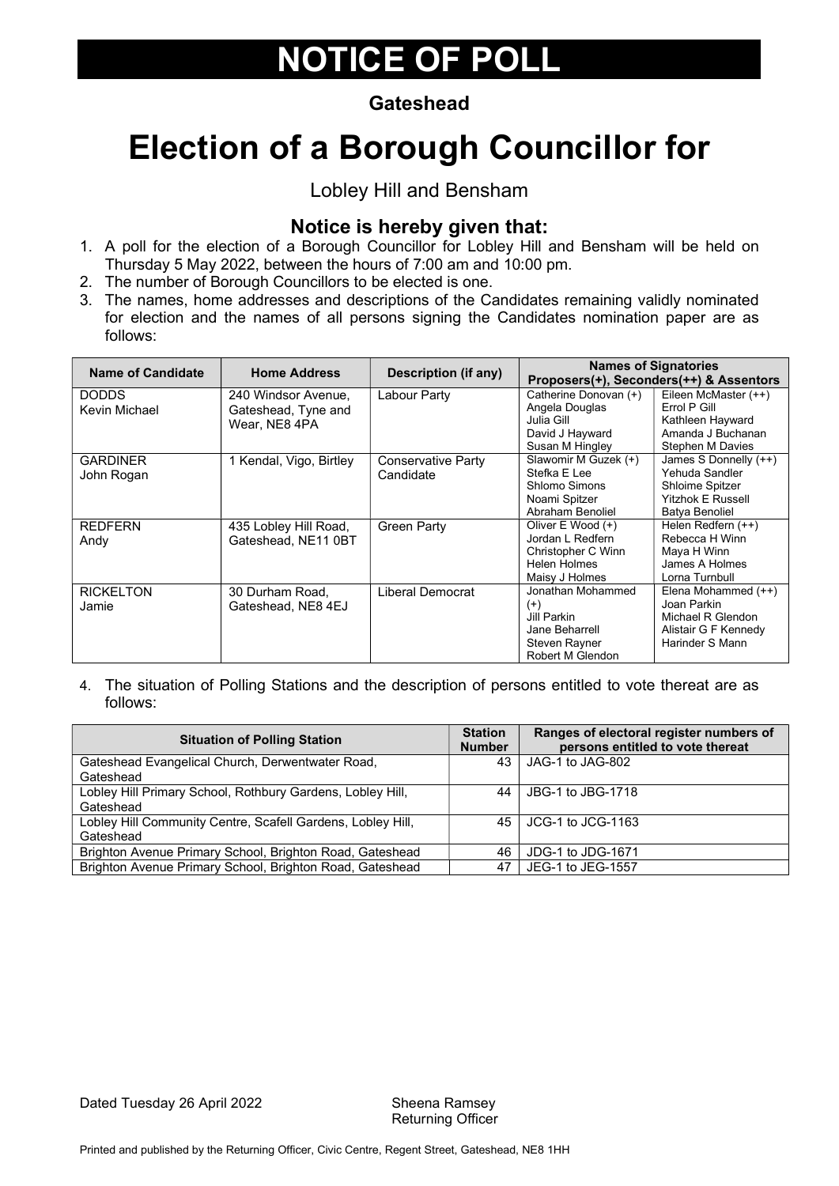# NOTICE OF POLL

**Gateshead**

# Election of a Borough Councillor for

Lobley Hill and Bensham

### Notice is hereby given that:

1. A poll for the election of a Borough Councillor for Lobley Hill and Bensham will be held on Thursday 5 May 2022, between the hours of 7:00 am and 10:00 pm.
2. The number of Borough Councillors to be elected is one.
3. The names, home addresses and descriptions of the Candidates remaining validly nominated for election and the names of all persons signing the Candidates nomination paper are as follows:

| Name of Candidate | Home Address | Description (if any) | Names of Signatories Proposers(+), Seconders(++) & Assentors | |
|---|---|---|---|---|
| DODDS Kevin Michael | 240 Windsor Avenue, Gateshead, Tyne and Wear, NE8 4PA | Labour Party | Catherine Donovan (+)<br>Angela Douglas<br>Julia Gill<br>David J Hayward<br>Susan M Hingley | Eileen McMaster (++)<br>Errol P Gill<br>Kathleen Hayward<br>Amanda J Buchanan<br>Stephen M Davies |
| GARDINER John Rogan | 1 Kendal, Vigo, Birtley | Conservative Party Candidate | Slawomir M Guzek (+)<br>Stefka E Lee<br>Shlomo Simons<br>Noami Spitzer<br>Abraham Benoliel | James S Donnelly (++)<br>Yehuda Sandler<br>Shloime Spitzer<br>Yitzhok E Russell<br>Batya Benoliel |
| REDFERN Andy | 435 Lobley Hill Road, Gateshead, NE11 0BT | Green Party | Oliver E Wood (+)<br>Jordan L Redfern<br>Christopher C Winn<br>Helen Holmes<br>Maisy J Holmes | Helen Redfern (++)<br>Rebecca H Winn<br>Maya H Winn<br>James A Holmes<br>Lorna Turnbull |
| RICKELTON Jamie | 30 Durham Road, Gateshead, NE8 4EJ | Liberal Democrat | Jonathan Mohammed (+)<br>Jill Parkin<br>Jane Beharrell<br>Steven Rayner<br>Robert M Glendon | Elena Mohammed (++)<br>Joan Parkin<br>Michael R Glendon<br>Alistair G F Kennedy<br>Harinder S Mann |

4. The situation of Polling Stations and the description of persons entitled to vote thereat are as follows:

| Situation of Polling Station | Station Number | Ranges of electoral register numbers of persons entitled to vote thereat |
|---|---|---|
| Gateshead Evangelical Church, Derwentwater Road, Gateshead | 43 | JAG-1 to JAG-802 |
| Lobley Hill Primary School, Rothbury Gardens, Lobley Hill, Gateshead | 44 | JBG-1 to JBG-1718 |
| Lobley Hill Community Centre, Scafell Gardens, Lobley Hill, Gateshead | 45 | JCG-1 to JCG-1163 |
| Brighton Avenue Primary School, Brighton Road, Gateshead | 46 | JDG-1 to JDG-1671 |
| Brighton Avenue Primary School, Brighton Road, Gateshead | 47 | JEG-1 to JEG-1557 |

Dated Tuesday 26 April 2022

Sheena Ramsey
Returning Officer

Printed and published by the Returning Officer, Civic Centre, Regent Street, Gateshead, NE8 1HH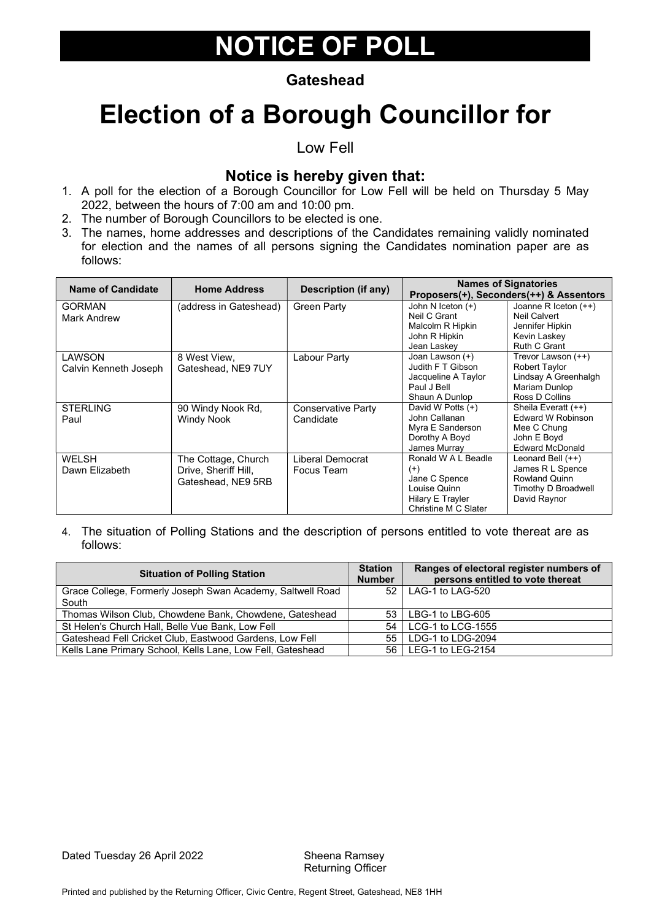# NOTICE OF POLL

**Gateshead**

# Election of a Borough Councillor for

Low Fell

## Notice is hereby given that:

1. A poll for the election of a Borough Councillor for Low Fell will be held on Thursday 5 May 2022, between the hours of 7:00 am and 10:00 pm.
2. The number of Borough Councillors to be elected is one.
3. The names, home addresses and descriptions of the Candidates remaining validly nominated for election and the names of all persons signing the Candidates nomination paper are as follows:

| Name of Candidate | Home Address | Description (if any) | Names of Signatories Proposers(+), Seconders(++) & Assentors | |
|---|---|---|---|---|
| GORMAN Mark Andrew | (address in Gateshead) | Green Party | John N Iceton (+)<br>Neil C Grant<br>Malcolm R Hipkin<br>John R Hipkin<br>Jean Laskey | Joanne R Iceton (++)<br>Neil Calvert<br>Jennifer Hipkin<br>Kevin Laskey<br>Ruth C Grant |
| LAWSON Calvin Kenneth Joseph | 8 West View, Gateshead, NE9 7UY | Labour Party | Joan Lawson (+)<br>Judith F T Gibson<br>Jacqueline A Taylor<br>Paul J Bell<br>Shaun A Dunlop | Trevor Lawson (++)<br>Robert Taylor<br>Lindsay A Greenhalgh<br>Mariam Dunlop<br>Ross D Collins |
| STERLING Paul | 90 Windy Nook Rd, Windy Nook | Conservative Party Candidate | David W Potts (+)<br>John Callanan<br>Myra E Sanderson<br>Dorothy A Boyd<br>James Murray | Sheila Everatt (++)<br>Edward W Robinson<br>Mee C Chung<br>John E Boyd<br>Edward McDonald |
| WELSH Dawn Elizabeth | The Cottage, Church Drive, Sheriff Hill, Gateshead, NE9 5RB | Liberal Democrat Focus Team | Ronald W A L Beadle (+)<br>Jane C Spence<br>Louise Quinn<br>Hilary E Trayler<br>Christine M C Slater | Leonard Bell (++)<br>James R L Spence<br>Rowland Quinn<br>Timothy D Broadwell<br>David Raynor |

4. The situation of Polling Stations and the description of persons entitled to vote thereat are as follows:

| Situation of Polling Station | Station Number | Ranges of electoral register numbers of persons entitled to vote thereat |
|---|---|---|
| Grace College, Formerly Joseph Swan Academy, Saltwell Road South | 52 | LAG-1 to LAG-520 |
| Thomas Wilson Club, Chowdene Bank, Chowdene, Gateshead | 53 | LBG-1 to LBG-605 |
| St Helen's Church Hall, Belle Vue Bank, Low Fell | 54 | LCG-1 to LCG-1555 |
| Gateshead Fell Cricket Club, Eastwood Gardens, Low Fell | 55 | LDG-1 to LDG-2094 |
| Kells Lane Primary School, Kells Lane, Low Fell, Gateshead | 56 | LEG-1 to LEG-2154 |

Dated Tuesday 26 April 2022

Sheena Ramsey
Returning Officer

Printed and published by the Returning Officer, Civic Centre, Regent Street, Gateshead, NE8 1HH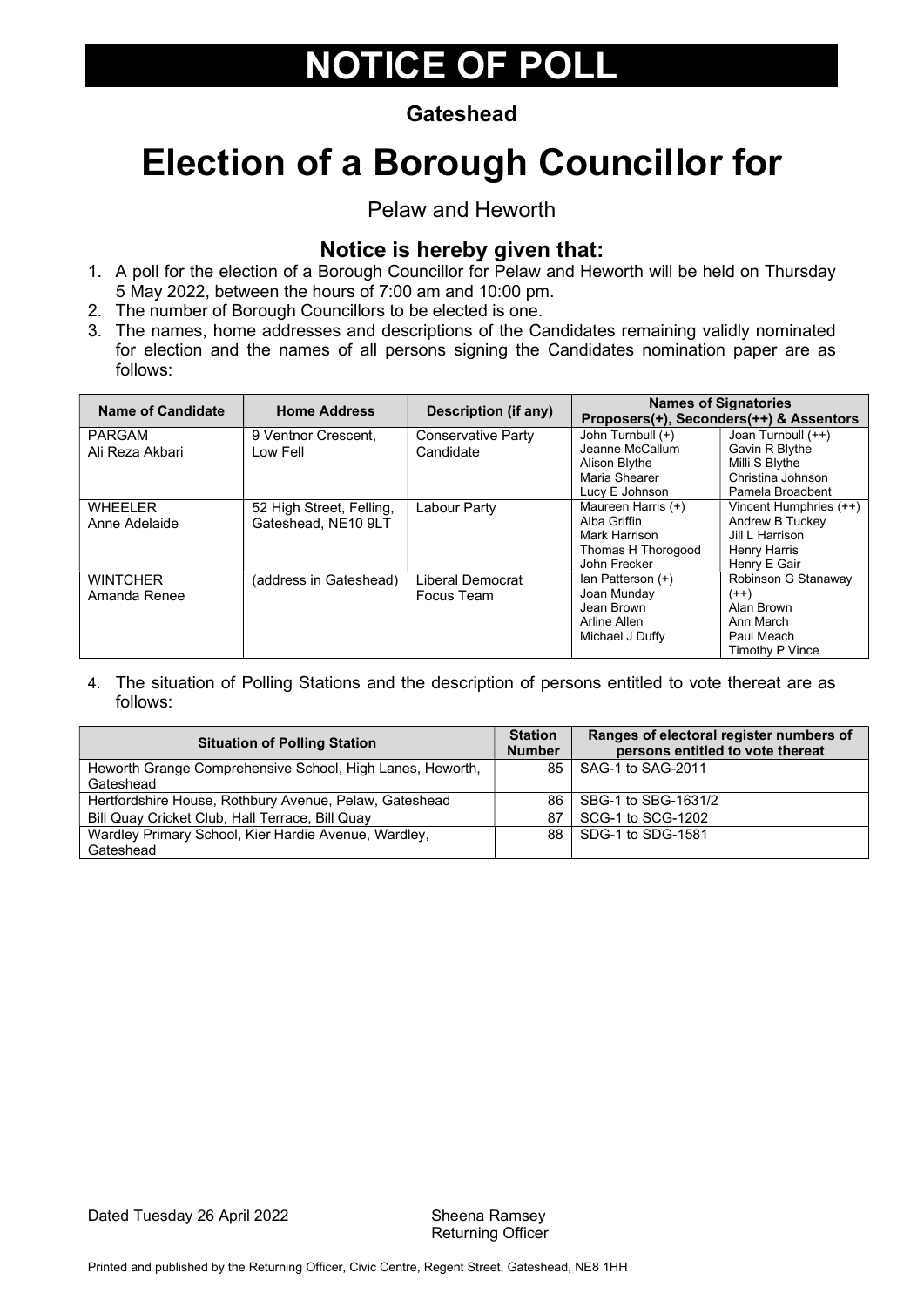# NOTICE OF POLL

**Gateshead**

# Election of a Borough Councillor for

Pelaw and Heworth

### Notice is hereby given that:

1. A poll for the election of a Borough Councillor for Pelaw and Heworth will be held on Thursday 5 May 2022, between the hours of 7:00 am and 10:00 pm.
2. The number of Borough Councillors to be elected is one.
3. The names, home addresses and descriptions of the Candidates remaining validly nominated for election and the names of all persons signing the Candidates nomination paper are as follows:

| Name of Candidate | Home Address | Description (if any) | Names of Signatories Proposers(+), Seconders(++) & Assentors | |
|---|---|---|---|---|
| PARGAM<br>Ali Reza Akbari | 9 Ventnor Crescent, Low Fell | Conservative Party Candidate | John Turnbull (+)<br>Jeanne McCallum<br>Alison Blythe<br>Maria Shearer<br>Lucy E Johnson | Joan Turnbull (++)<br>Gavin R Blythe<br>Milli S Blythe<br>Christina Johnson<br>Pamela Broadbent |
| WHEELER<br>Anne Adelaide | 52 High Street, Felling, Gateshead, NE10 9LT | Labour Party | Maureen Harris (+)<br>Alba Griffin<br>Mark Harrison<br>Thomas H Thorogood<br>John Frecker | Vincent Humphries (++)<br>Andrew B Tuckey<br>Jill L Harrison<br>Henry Harris<br>Henry E Gair |
| WINTCHER<br>Amanda Renee | (address in Gateshead) | Liberal Democrat Focus Team | Ian Patterson (+)<br>Joan Munday<br>Jean Brown<br>Arline Allen<br>Michael J Duffy | Robinson G Stanaway (++)<br>Alan Brown<br>Ann March<br>Paul Meach<br>Timothy P Vince |

4. The situation of Polling Stations and the description of persons entitled to vote thereat are as follows:

| Situation of Polling Station | Station Number | Ranges of electoral register numbers of persons entitled to vote thereat |
|---|---|---|
| Heworth Grange Comprehensive School, High Lanes, Heworth, Gateshead | 85 | SAG-1 to SAG-2011 |
| Hertfordshire House, Rothbury Avenue, Pelaw, Gateshead | 86 | SBG-1 to SBG-1631/2 |
| Bill Quay Cricket Club, Hall Terrace, Bill Quay | 87 | SCG-1 to SCG-1202 |
| Wardley Primary School, Kier Hardie Avenue, Wardley, Gateshead | 88 | SDG-1 to SDG-1581 |

Dated Tuesday 26 April 2022

Sheena Ramsey
Returning Officer

Printed and published by the Returning Officer, Civic Centre, Regent Street, Gateshead, NE8 1HH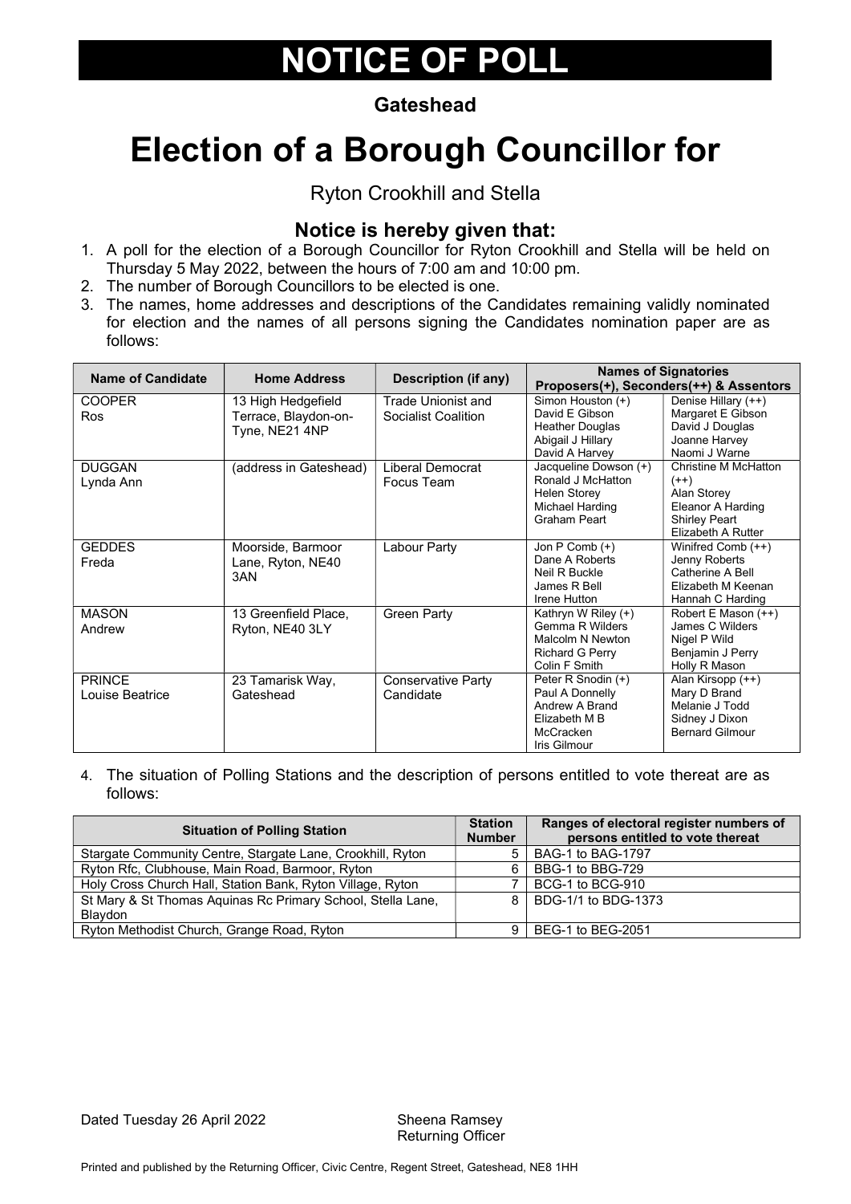# NOTICE OF POLL

**Gateshead**

# Election of a Borough Councillor for

Ryton Crookhill and Stella

### Notice is hereby given that:

1. A poll for the election of a Borough Councillor for Ryton Crookhill and Stella will be held on Thursday 5 May 2022, between the hours of 7:00 am and 10:00 pm.
2. The number of Borough Councillors to be elected is one.
3. The names, home addresses and descriptions of the Candidates remaining validly nominated for election and the names of all persons signing the Candidates nomination paper are as follows:

| Name of Candidate | Home Address | Description (if any) | Names of Signatories Proposers(+), Seconders(++) & Assentors | |
|---|---|---|---|---|
| COOPER Ros | 13 High Hedgefield Terrace, Blaydon-on-Tyne, NE21 4NP | Trade Unionist and Socialist Coalition | Simon Houston (+)<br>David E Gibson<br>Heather Douglas<br>Abigail J Hillary<br>David A Harvey | Denise Hillary (++)<br>Margaret E Gibson<br>David J Douglas<br>Joanne Harvey<br>Naomi J Warne |
| DUGGAN Lynda Ann | (address in Gateshead) | Liberal Democrat Focus Team | Jacqueline Dowson (+)<br>Ronald J McHatton<br>Helen Storey<br>Michael Harding<br>Graham Peart | Christine M McHatton (++)<br>Alan Storey<br>Eleanor A Harding<br>Shirley Peart<br>Elizabeth A Rutter |
| GEDDES Freda | Moorside, Barmoor Lane, Ryton, NE40 3AN | Labour Party | Jon P Comb (+)<br>Dane A Roberts<br>Neil R Buckle<br>James R Bell<br>Irene Hutton | Winifred Comb (++)<br>Jenny Roberts<br>Catherine A Bell<br>Elizabeth M Keenan<br>Hannah C Harding |
| MASON Andrew | 13 Greenfield Place, Ryton, NE40 3LY | Green Party | Kathryn W Riley (+)<br>Gemma R Wilders<br>Malcolm N Newton<br>Richard G Perry<br>Colin F Smith | Robert E Mason (++)<br>James C Wilders<br>Nigel P Wild<br>Benjamin J Perry<br>Holly R Mason |
| PRINCE Louise Beatrice | 23 Tamarisk Way, Gateshead | Conservative Party Candidate | Peter R Snodin (+)<br>Paul A Donnelly<br>Andrew A Brand<br>Elizabeth M B McCracken<br>Iris Gilmour | Alan Kirsopp (++)<br>Mary D Brand<br>Melanie J Todd<br>Sidney J Dixon<br>Bernard Gilmour |

4. The situation of Polling Stations and the description of persons entitled to vote thereat are as follows:

| Situation of Polling Station | Station Number | Ranges of electoral register numbers of persons entitled to vote thereat |
|---|---|---|
| Stargate Community Centre, Stargate Lane, Crookhill, Ryton | 5 | BAG-1 to BAG-1797 |
| Ryton Rfc, Clubhouse, Main Road, Barmoor, Ryton | 6 | BBG-1 to BBG-729 |
| Holy Cross Church Hall, Station Bank, Ryton Village, Ryton | 7 | BCG-1 to BCG-910 |
| St Mary & St Thomas Aquinas Rc Primary School, Stella Lane, Blaydon | 8 | BDG-1/1 to BDG-1373 |
| Ryton Methodist Church, Grange Road, Ryton | 9 | BEG-1 to BEG-2051 |

Dated Tuesday 26 April 2022

Sheena Ramsey
Returning Officer

Printed and published by the Returning Officer, Civic Centre, Regent Street, Gateshead, NE8 1HH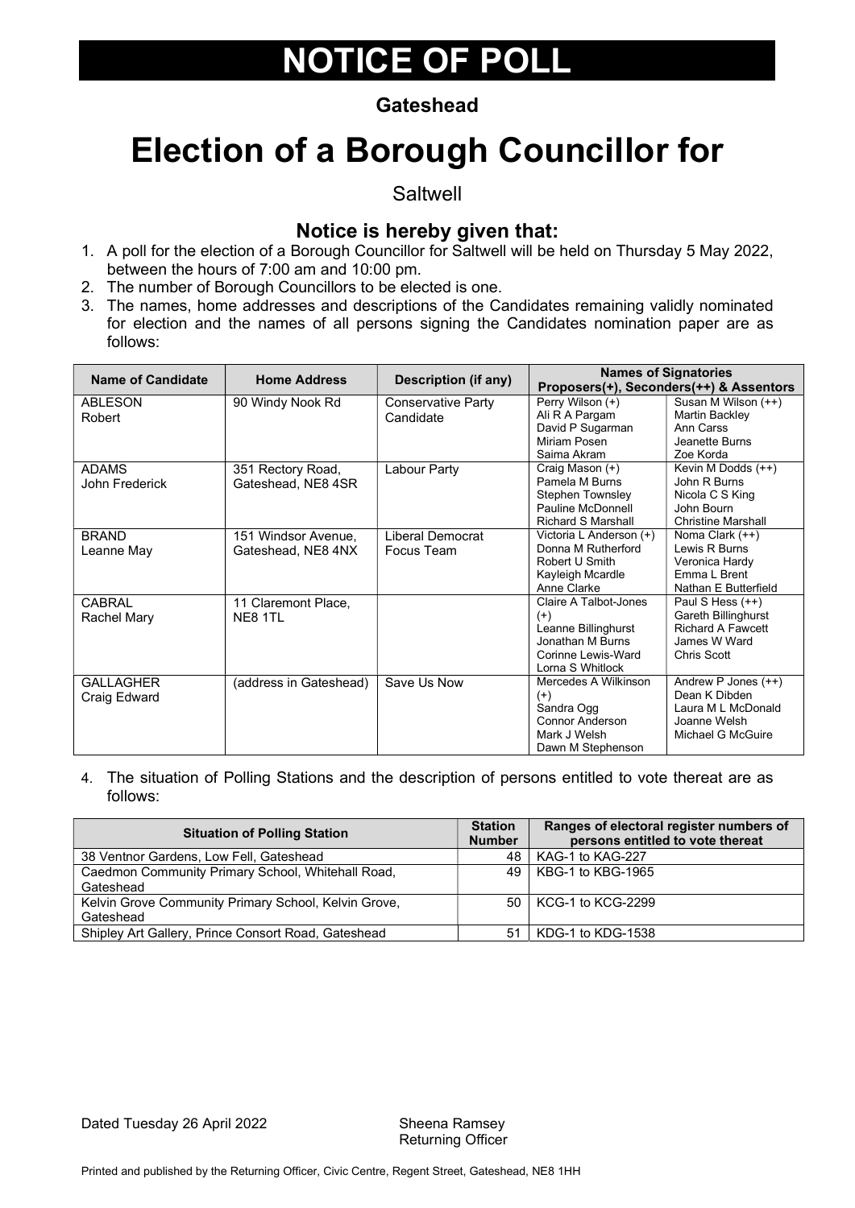# NOTICE OF POLL

**Gateshead**

# Election of a Borough Councillor for

Saltwell

### Notice is hereby given that:

1. A poll for the election of a Borough Councillor for Saltwell will be held on Thursday 5 May 2022, between the hours of 7:00 am and 10:00 pm.
2. The number of Borough Councillors to be elected is one.
3. The names, home addresses and descriptions of the Candidates remaining validly nominated for election and the names of all persons signing the Candidates nomination paper are as follows:

| Name of Candidate | Home Address | Description (if any) | Names of Signatories Proposers(+), Seconders(++) & Assentors | |
|---|---|---|---|---|
| ABLESON Robert | 90 Windy Nook Rd | Conservative Party Candidate | Perry Wilson (+) Ali R A Pargam David P Sugarman Miriam Posen Saima Akram | Susan M Wilson (++) Martin Backley Ann Carss Jeanette Burns Zoe Korda |
| ADAMS John Frederick | 351 Rectory Road, Gateshead, NE8 4SR | Labour Party | Craig Mason (+) Pamela M Burns Stephen Townsley Pauline McDonnell Richard S Marshall | Kevin M Dodds (++) John R Burns Nicola C S King John Bourn Christine Marshall |
| BRAND Leanne May | 151 Windsor Avenue, Gateshead, NE8 4NX | Liberal Democrat Focus Team | Victoria L Anderson (+) Donna M Rutherford Robert U Smith Kayleigh Mcardle Anne Clarke | Noma Clark (++) Lewis R Burns Veronica Hardy Emma L Brent Nathan E Butterfield |
| CABRAL Rachel Mary | 11 Claremont Place, NE8 1TL | | Claire A Talbot-Jones (+) Leanne Billinghurst Jonathan M Burns Corinne Lewis-Ward Lorna S Whitlock | Paul S Hess (++) Gareth Billinghurst Richard A Fawcett James W Ward Chris Scott |
| GALLAGHER Craig Edward | (address in Gateshead) | Save Us Now | Mercedes A Wilkinson (+) Sandra Ogg Connor Anderson Mark J Welsh Dawn M Stephenson | Andrew P Jones (++) Dean K Dibden Laura M L McDonald Joanne Welsh Michael G McGuire |

4. The situation of Polling Stations and the description of persons entitled to vote thereat are as follows:

| Situation of Polling Station | Station Number | Ranges of electoral register numbers of persons entitled to vote thereat |
|---|---|---|
| 38 Ventnor Gardens, Low Fell, Gateshead | 48 | KAG-1 to KAG-227 |
| Caedmon Community Primary School, Whitehall Road, Gateshead | 49 | KBG-1 to KBG-1965 |
| Kelvin Grove Community Primary School, Kelvin Grove, Gateshead | 50 | KCG-1 to KCG-2299 |
| Shipley Art Gallery, Prince Consort Road, Gateshead | 51 | KDG-1 to KDG-1538 |

Dated Tuesday 26 April 2022

Sheena Ramsey
Returning Officer

Printed and published by the Returning Officer, Civic Centre, Regent Street, Gateshead, NE8 1HH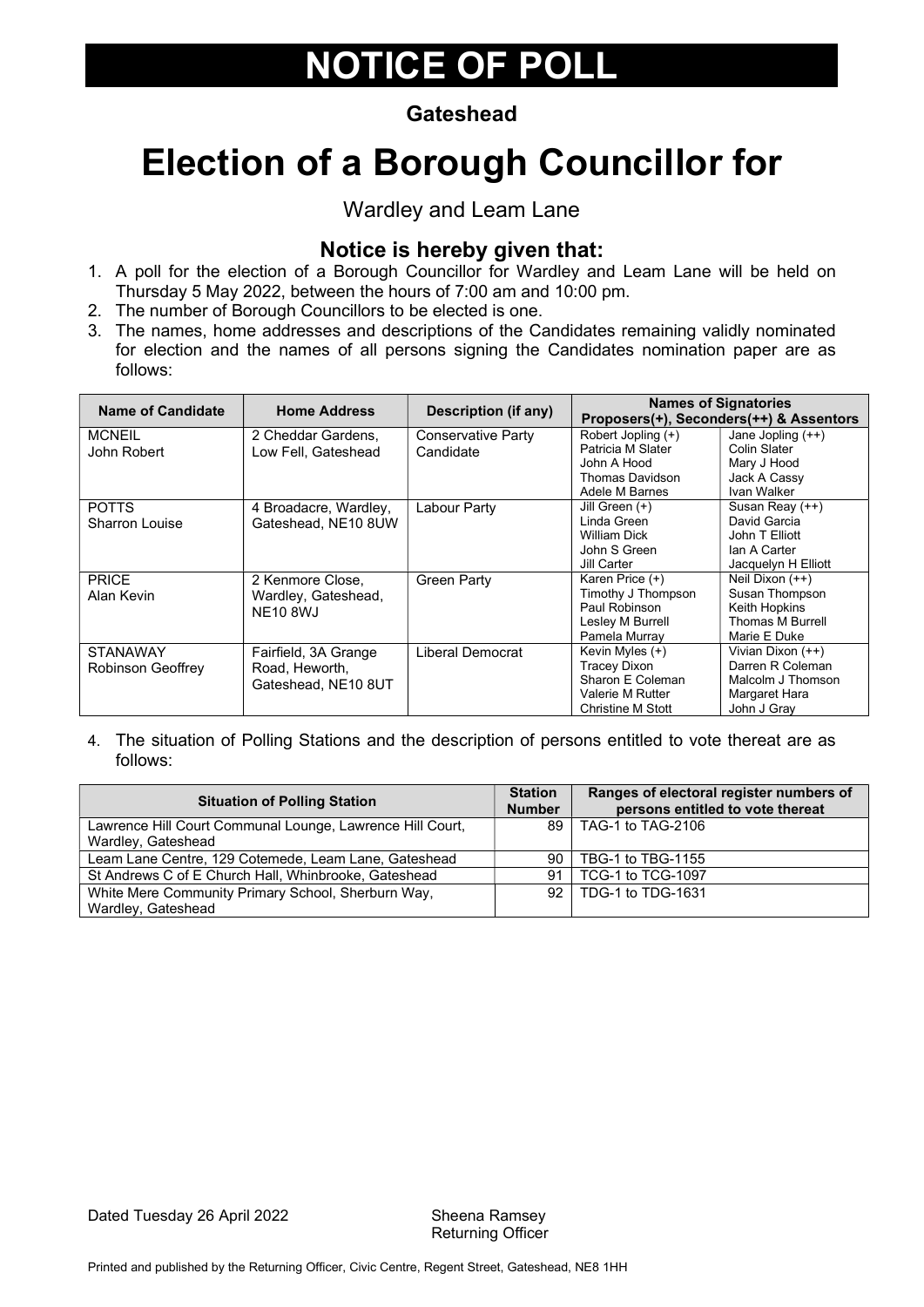# NOTICE OF POLL

**Gateshead**

# Election of a Borough Councillor for

Wardley and Leam Lane

## Notice is hereby given that:

1. A poll for the election of a Borough Councillor for Wardley and Leam Lane will be held on Thursday 5 May 2022, between the hours of 7:00 am and 10:00 pm.
2. The number of Borough Councillors to be elected is one.
3. The names, home addresses and descriptions of the Candidates remaining validly nominated for election and the names of all persons signing the Candidates nomination paper are as follows:

| Name of Candidate | Home Address | Description (if any) | Names of Signatories Proposers(+), Seconders(++) & Assentors | |
|---|---|---|---|---|
| MCNEIL John Robert | 2 Cheddar Gardens, Low Fell, Gateshead | Conservative Party Candidate | Robert Jopling (+) Patricia M Slater John A Hood Thomas Davidson Adele M Barnes | Jane Jopling (++) Colin Slater Mary J Hood Jack A Cassy Ivan Walker |
| POTTS Sharron Louise | 4 Broadacre, Wardley, Gateshead, NE10 8UW | Labour Party | Jill Green (+) Linda Green William Dick John S Green Jill Carter | Susan Reay (++) David Garcia John T Elliott Ian A Carter Jacquelyn H Elliott |
| PRICE Alan Kevin | 2 Kenmore Close, Wardley, Gateshead, NE10 8WJ | Green Party | Karen Price (+) Timothy J Thompson Paul Robinson Lesley M Burrell Pamela Murray | Neil Dixon (++) Susan Thompson Keith Hopkins Thomas M Burrell Marie E Duke |
| STANAWAY Robinson Geoffrey | Fairfield, 3A Grange Road, Heworth, Gateshead, NE10 8UT | Liberal Democrat | Kevin Myles (+) Tracey Dixon Sharon E Coleman Valerie M Rutter Christine M Stott | Vivian Dixon (++) Darren R Coleman Malcolm J Thomson Margaret Hara John J Gray |

4. The situation of Polling Stations and the description of persons entitled to vote thereat are as follows:

| Situation of Polling Station | Station Number | Ranges of electoral register numbers of persons entitled to vote thereat |
|---|---|---|
| Lawrence Hill Court Communal Lounge, Lawrence Hill Court, Wardley, Gateshead | 89 | TAG-1 to TAG-2106 |
| Leam Lane Centre, 129 Cotemede, Leam Lane, Gateshead | 90 | TBG-1 to TBG-1155 |
| St Andrews C of E Church Hall, Whinbrooke, Gateshead | 91 | TCG-1 to TCG-1097 |
| White Mere Community Primary School, Sherburn Way, Wardley, Gateshead | 92 | TDG-1 to TDG-1631 |

Dated Tuesday 26 April 2022

Sheena Ramsey
Returning Officer

Printed and published by the Returning Officer, Civic Centre, Regent Street, Gateshead, NE8 1HH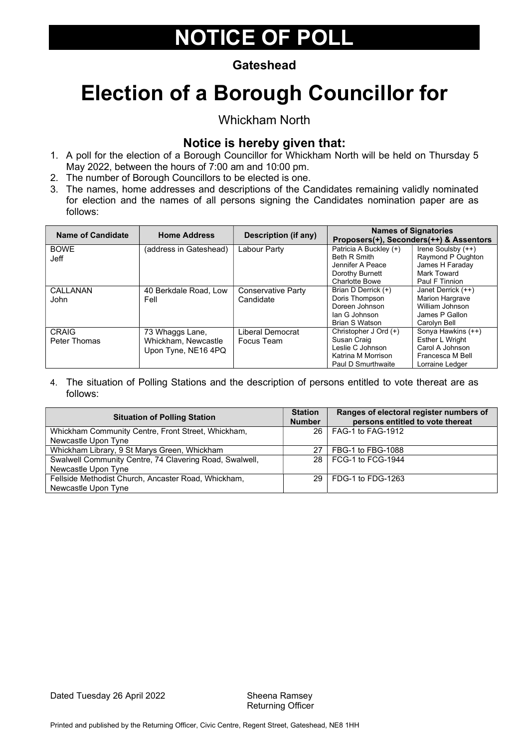# NOTICE OF POLL

**Gateshead**

# Election of a Borough Councillor for

Whickham North

### Notice is hereby given that:

1. A poll for the election of a Borough Councillor for Whickham North will be held on Thursday 5 May 2022, between the hours of 7:00 am and 10:00 pm.
2. The number of Borough Councillors to be elected is one.
3. The names, home addresses and descriptions of the Candidates remaining validly nominated for election and the names of all persons signing the Candidates nomination paper are as follows:

| Name of Candidate | Home Address | Description (if any) | Names of Signatories Proposers(+), Seconders(++) & Assentors | |
|---|---|---|---|---|
| BOWE Jeff | (address in Gateshead) | Labour Party | Patricia A Buckley (+)<br>Beth R Smith<br>Jennifer A Peace<br>Dorothy Burnett<br>Charlotte Bowe | Irene Soulsby (++)<br>Raymond P Oughton<br>James H Faraday<br>Mark Toward<br>Paul F Tinnion |
| CALLANAN John | 40 Berkdale Road, Low Fell | Conservative Party Candidate | Brian D Derrick (+)<br>Doris Thompson<br>Doreen Johnson<br>Ian G Johnson<br>Brian S Watson | Janet Derrick (++)<br>Marion Hargrave<br>William Johnson<br>James P Gallon<br>Carolyn Bell |
| CRAIG Peter Thomas | 73 Whaggs Lane, Whickham, Newcastle Upon Tyne, NE16 4PQ | Liberal Democrat Focus Team | Christopher J Ord (+)<br>Susan Craig<br>Leslie C Johnson<br>Katrina M Morrison<br>Paul D Smurthwaite | Sonya Hawkins (++)<br>Esther L Wright<br>Carol A Johnson<br>Francesca M Bell<br>Lorraine Ledger |

4. The situation of Polling Stations and the description of persons entitled to vote thereat are as follows:

| Situation of Polling Station | Station Number | Ranges of electoral register numbers of persons entitled to vote thereat |
|---|---|---|
| Whickham Community Centre, Front Street, Whickham, Newcastle Upon Tyne | 26 | FAG-1 to FAG-1912 |
| Whickham Library, 9 St Marys Green, Whickham | 27 | FBG-1 to FBG-1088 |
| Swalwell Community Centre, 74 Clavering Road, Swalwell, Newcastle Upon Tyne | 28 | FCG-1 to FCG-1944 |
| Fellside Methodist Church, Ancaster Road, Whickham, Newcastle Upon Tyne | 29 | FDG-1 to FDG-1263 |

Dated Tuesday 26 April 2022

Sheena Ramsey
Returning Officer

Printed and published by the Returning Officer, Civic Centre, Regent Street, Gateshead, NE8 1HH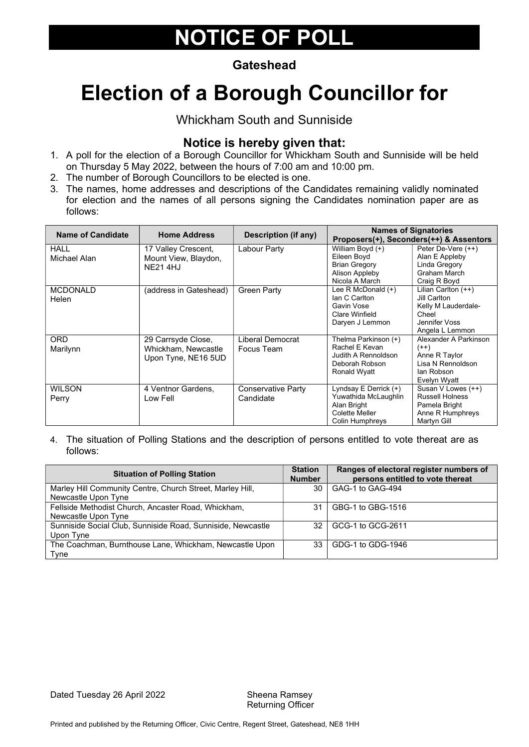# NOTICE OF POLL

**Gateshead**

# Election of a Borough Councillor for

Whickham South and Sunniside

## Notice is hereby given that:

1. A poll for the election of a Borough Councillor for Whickham South and Sunniside will be held on Thursday 5 May 2022, between the hours of 7:00 am and 10:00 pm.
2. The number of Borough Councillors to be elected is one.
3. The names, home addresses and descriptions of the Candidates remaining validly nominated for election and the names of all persons signing the Candidates nomination paper are as follows:

| Name of Candidate | Home Address | Description (if any) | Names of Signatories Proposers(+), Seconders(++) & Assentors | |
|---|---|---|---|---|
| HALL Michael Alan | 17 Valley Crescent, Mount View, Blaydon, NE21 4HJ | Labour Party | William Boyd (+) Eileen Boyd Brian Gregory Alison Appleby Nicola A March | Peter De-Vere (++) Alan E Appleby Linda Gregory Graham March Craig R Boyd |
| MCDONALD Helen | (address in Gateshead) | Green Party | Lee R McDonald (+) Ian C Carlton Gavin Vose Clare Winfield Daryen J Lemmon | Lilian Carlton (++) Jill Carlton Kelly M Lauderdale-Cheel Jennifer Voss Angela L Lemmon |
| ORD Marilynn | 29 Carrsyde Close, Whickham, Newcastle Upon Tyne, NE16 5UD | Liberal Democrat Focus Team | Thelma Parkinson (+) Rachel E Kevan Judith A Rennoldson Deborah Robson Ronald Wyatt | Alexander A Parkinson (++) Anne R Taylor Lisa N Rennoldson Ian Robson Evelyn Wyatt |
| WILSON Perry | 4 Ventnor Gardens, Low Fell | Conservative Party Candidate | Lyndsay E Derrick (+) Yuwathida McLaughlin Alan Bright Colette Meller Colin Humphreys | Susan V Lowes (++) Russell Holness Pamela Bright Anne R Humphreys Martyn Gill |

4. The situation of Polling Stations and the description of persons entitled to vote thereat are as follows:

| Situation of Polling Station | Station Number | Ranges of electoral register numbers of persons entitled to vote thereat |
|---|---|---|
| Marley Hill Community Centre, Church Street, Marley Hill, Newcastle Upon Tyne | 30 | GAG-1 to GAG-494 |
| Fellside Methodist Church, Ancaster Road, Whickham, Newcastle Upon Tyne | 31 | GBG-1 to GBG-1516 |
| Sunniside Social Club, Sunniside Road, Sunniside, Newcastle Upon Tyne | 32 | GCG-1 to GCG-2611 |
| The Coachman, Burnthouse Lane, Whickham, Newcastle Upon Tyne | 33 | GDG-1 to GDG-1946 |

Dated Tuesday 26 April 2022

Sheena Ramsey
Returning Officer

Printed and published by the Returning Officer, Civic Centre, Regent Street, Gateshead, NE8 1HH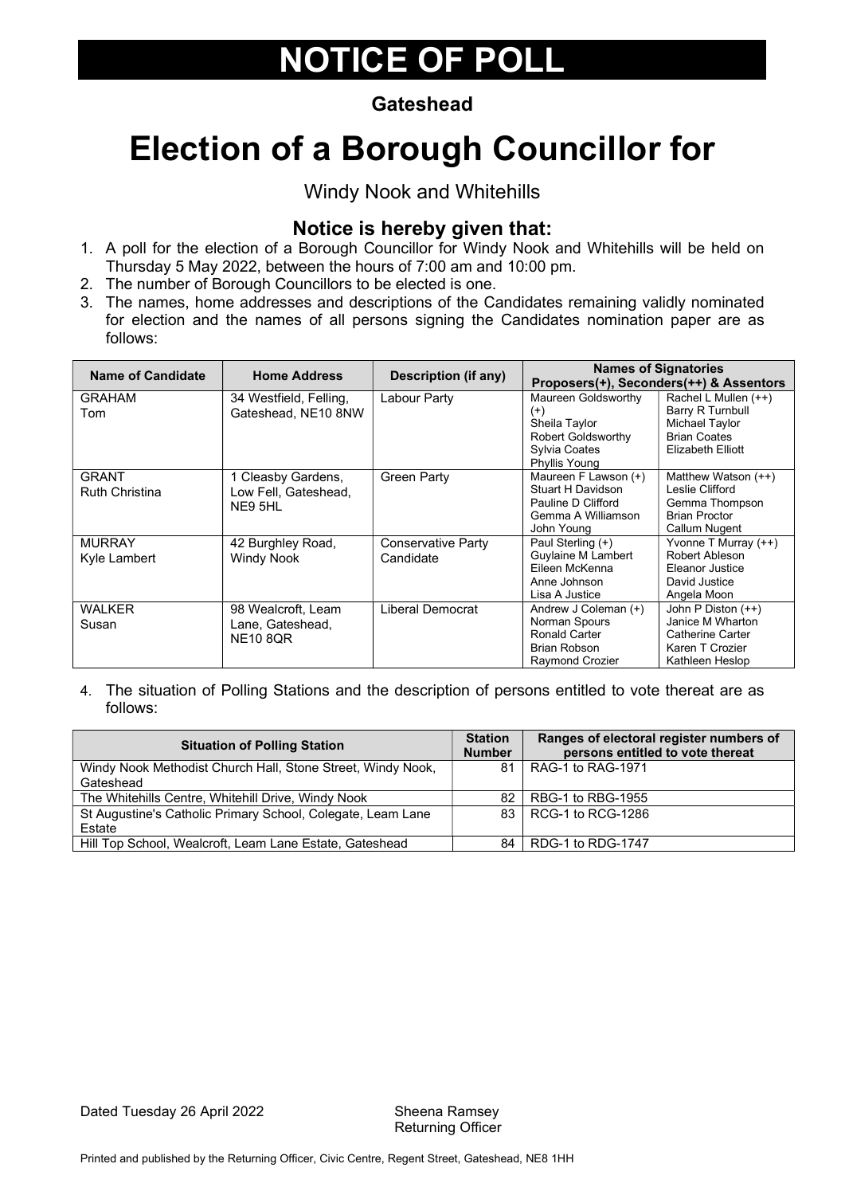# NOTICE OF POLL

**Gateshead**

# Election of a Borough Councillor for

Windy Nook and Whitehills

### Notice is hereby given that:

1. A poll for the election of a Borough Councillor for Windy Nook and Whitehills will be held on Thursday 5 May 2022, between the hours of 7:00 am and 10:00 pm.
2. The number of Borough Councillors to be elected is one.
3. The names, home addresses and descriptions of the Candidates remaining validly nominated for election and the names of all persons signing the Candidates nomination paper are as follows:

| Name of Candidate | Home Address | Description (if any) | Names of Signatories Proposers(+), Seconders(++) & Assentors | |
|---|---|---|---|---|
| GRAHAM Tom | 34 Westfield, Felling, Gateshead, NE10 8NW | Labour Party | Maureen Goldsworthy (+)<br>Sheila Taylor<br>Robert Goldsworthy<br>Sylvia Coates<br>Phyllis Young | Rachel L Mullen (++)<br>Barry R Turnbull<br>Michael Taylor<br>Brian Coates<br>Elizabeth Elliott |
| GRANT Ruth Christina | 1 Cleasby Gardens, Low Fell, Gateshead, NE9 5HL | Green Party | Maureen F Lawson (+)<br>Stuart H Davidson<br>Pauline D Clifford<br>Gemma A Williamson<br>John Young | Matthew Watson (++)<br>Leslie Clifford<br>Gemma Thompson<br>Brian Proctor<br>Callum Nugent |
| MURRAY Kyle Lambert | 42 Burghley Road, Windy Nook | Conservative Party Candidate | Paul Sterling (+)<br>Guylaine M Lambert<br>Eileen McKenna<br>Anne Johnson<br>Lisa A Justice | Yvonne T Murray (++)<br>Robert Ableson<br>Eleanor Justice<br>David Justice<br>Angela Moon |
| WALKER Susan | 98 Wealcroft, Leam Lane, Gateshead, NE10 8QR | Liberal Democrat | Andrew J Coleman (+)<br>Norman Spours<br>Ronald Carter<br>Brian Robson<br>Raymond Crozier | John P Diston (++)<br>Janice M Wharton<br>Catherine Carter<br>Karen T Crozier<br>Kathleen Heslop |

4. The situation of Polling Stations and the description of persons entitled to vote thereat are as follows:

| Situation of Polling Station | Station Number | Ranges of electoral register numbers of persons entitled to vote thereat |
|---|---|---|
| Windy Nook Methodist Church Hall, Stone Street, Windy Nook, Gateshead | 81 | RAG-1 to RAG-1971 |
| The Whitehills Centre, Whitehill Drive, Windy Nook | 82 | RBG-1 to RBG-1955 |
| St Augustine's Catholic Primary School, Colegate, Leam Lane Estate | 83 | RCG-1 to RCG-1286 |
| Hill Top School, Wealcroft, Leam Lane Estate, Gateshead | 84 | RDG-1 to RDG-1747 |

Dated Tuesday 26 April 2022

Sheena Ramsey
Returning Officer

Printed and published by the Returning Officer, Civic Centre, Regent Street, Gateshead, NE8 1HH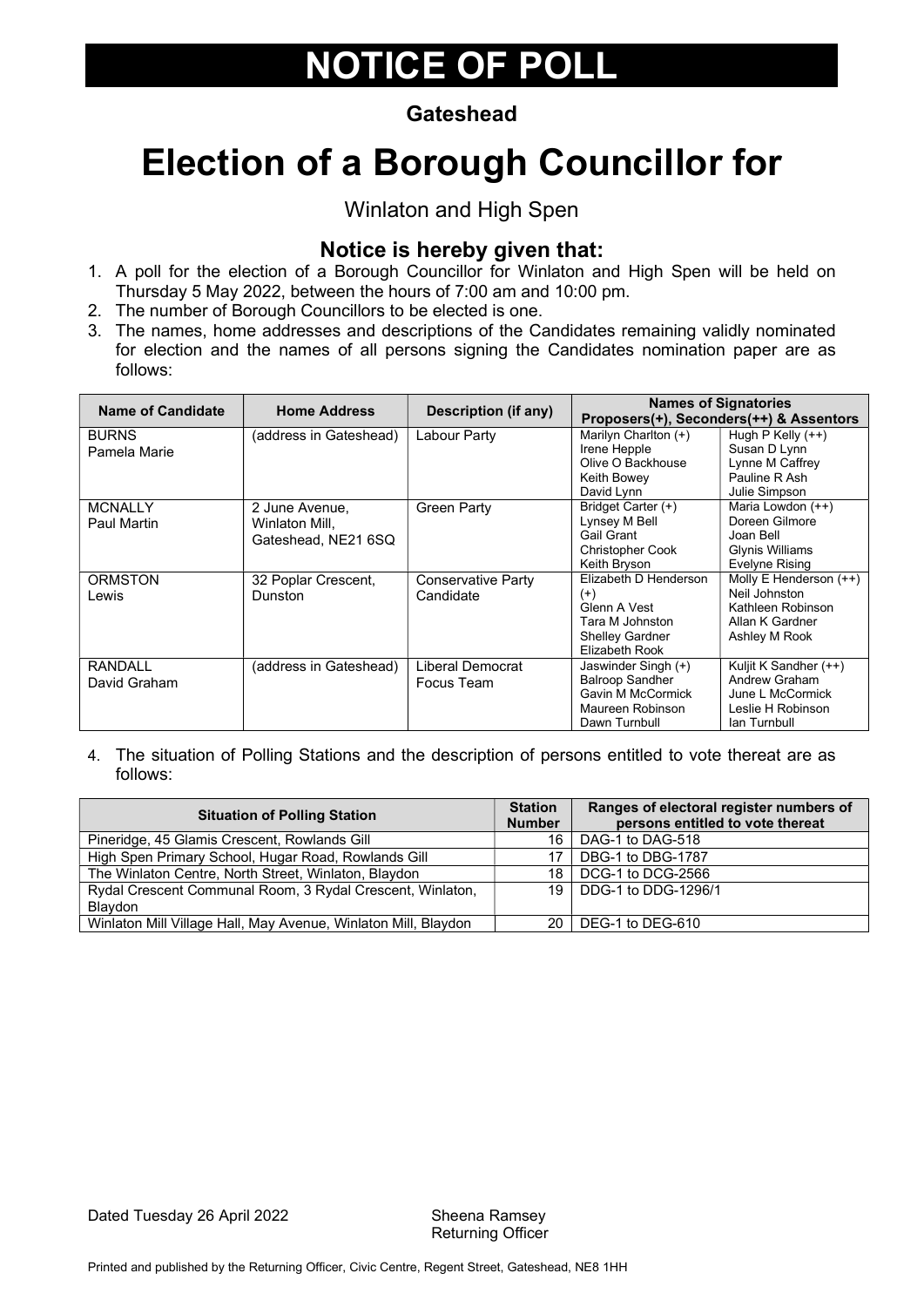# NOTICE OF POLL

**Gateshead**

# Election of a Borough Councillor for

Winlaton and High Spen

## Notice is hereby given that:

1. A poll for the election of a Borough Councillor for Winlaton and High Spen will be held on Thursday 5 May 2022, between the hours of 7:00 am and 10:00 pm.
2. The number of Borough Councillors to be elected is one.
3. The names, home addresses and descriptions of the Candidates remaining validly nominated for election and the names of all persons signing the Candidates nomination paper are as follows:

| Name of Candidate | Home Address | Description (if any) | Names of Signatories Proposers(+), Seconders(++) & Assentors | |
|---|---|---|---|---|
| BURNS Pamela Marie | (address in Gateshead) | Labour Party | Marilyn Charlton (+)<br>Irene Hepple<br>Olive O Backhouse<br>Keith Bowey<br>David Lynn | Hugh P Kelly (++)<br>Susan D Lynn<br>Lynne M Caffrey<br>Pauline R Ash<br>Julie Simpson |
| MCNALLY Paul Martin | 2 June Avenue, Winlaton Mill, Gateshead, NE21 6SQ | Green Party | Bridget Carter (+)<br>Lynsey M Bell<br>Gail Grant<br>Christopher Cook<br>Keith Bryson | Maria Lowdon (++)<br>Doreen Gilmore<br>Joan Bell<br>Glynis Williams<br>Evelyne Rising |
| ORMSTON Lewis | 32 Poplar Crescent, Dunston | Conservative Party Candidate | Elizabeth D Henderson (+)<br>Glenn A Vest<br>Tara M Johnston<br>Shelley Gardner<br>Elizabeth Rook | Molly E Henderson (++)<br>Neil Johnston<br>Kathleen Robinson<br>Allan K Gardner<br>Ashley M Rook |
| RANDALL David Graham | (address in Gateshead) | Liberal Democrat Focus Team | Jaswinder Singh (+)<br>Balroop Sandher<br>Gavin M McCormick<br>Maureen Robinson<br>Dawn Turnbull | Kuljit K Sandher (++)<br>Andrew Graham<br>June L McCormick<br>Leslie H Robinson<br>Ian Turnbull |

4. The situation of Polling Stations and the description of persons entitled to vote thereat are as follows:

| Situation of Polling Station | Station Number | Ranges of electoral register numbers of persons entitled to vote thereat |
|---|---|---|
| Pineridge, 45 Glamis Crescent, Rowlands Gill | 16 | DAG-1 to DAG-518 |
| High Spen Primary School, Hugar Road, Rowlands Gill | 17 | DBG-1 to DBG-1787 |
| The Winlaton Centre, North Street, Winlaton, Blaydon | 18 | DCG-1 to DCG-2566 |
| Rydal Crescent Communal Room, 3 Rydal Crescent, Winlaton, Blaydon | 19 | DDG-1 to DDG-1296/1 |
| Winlaton Mill Village Hall, May Avenue, Winlaton Mill, Blaydon | 20 | DEG-1 to DEG-610 |

Dated Tuesday 26 April 2022

Sheena Ramsey
Returning Officer

Printed and published by the Returning Officer, Civic Centre, Regent Street, Gateshead, NE8 1HH